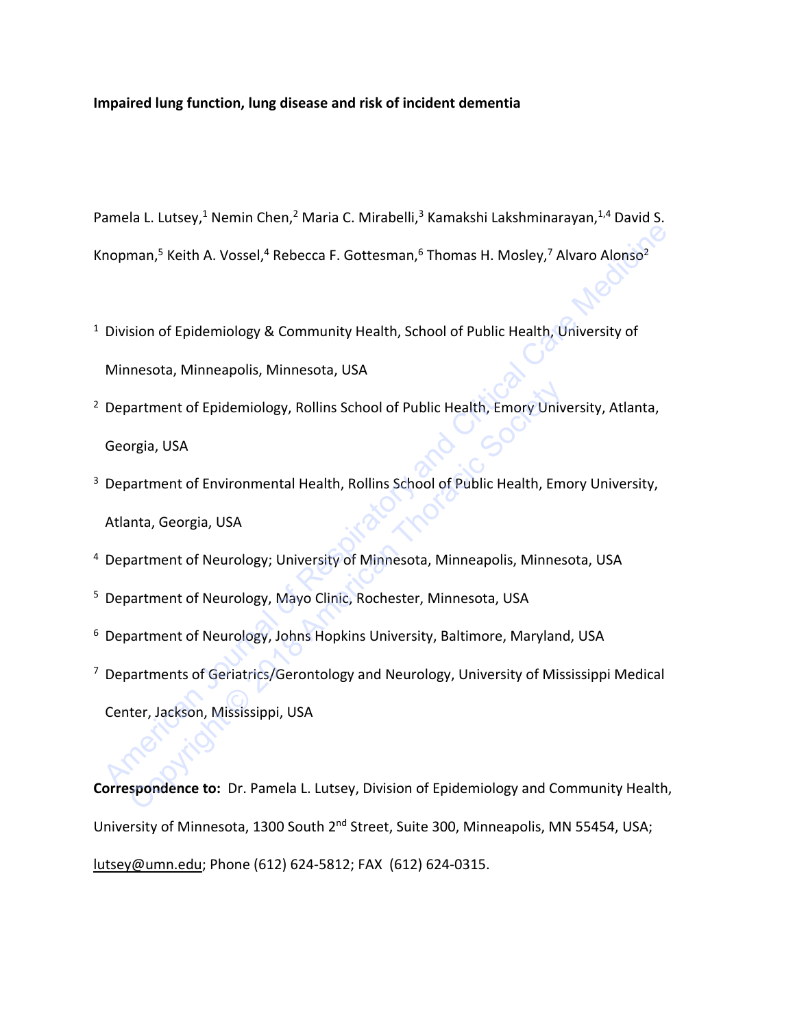**Impaired lung function, lung disease and risk of incident dementia**

Pamela L. Lutsey,[1] Nemin Chen,[2] Maria C. Mirabelli,[3] Kamakshi Lakshminarayan,[1,4] David S. Knopman,[5] Keith A. Vossel,[4] Rebecca F. Gottesman,[6] Thomas H. Mosley,[7] Alvaro Alonso[2]

[1] Division of Epidemiology & Community Health, School of Public Health, University of Minnesota, Minneapolis, Minnesota, USA

[2] Department of Epidemiology, Rollins School of Public Health, Emory University, Atlanta, Georgia, USA

[3] Department of Environmental Health, Rollins School of Public Health, Emory University, Atlanta, Georgia, USA

[4] Department of Neurology; University of Minnesota, Minneapolis, Minnesota, USA

[5] Department of Neurology, Mayo Clinic, Rochester, Minnesota, USA

[6] Department of Neurology, Johns Hopkins University, Baltimore, Maryland, USA

[7] Departments of Geriatrics/Gerontology and Neurology, University of Mississippi Medical Center, Jackson, Mississippi, USA

**Correspondence to:** Dr. Pamela L. Lutsey, Division of Epidemiology and Community Health, University of Minnesota, 1300 South 2nd Street, Suite 300, Minneapolis, MN 55454, USA; lutsey@umn.edu; Phone (612) 624-5812; FAX (612) 624-0315.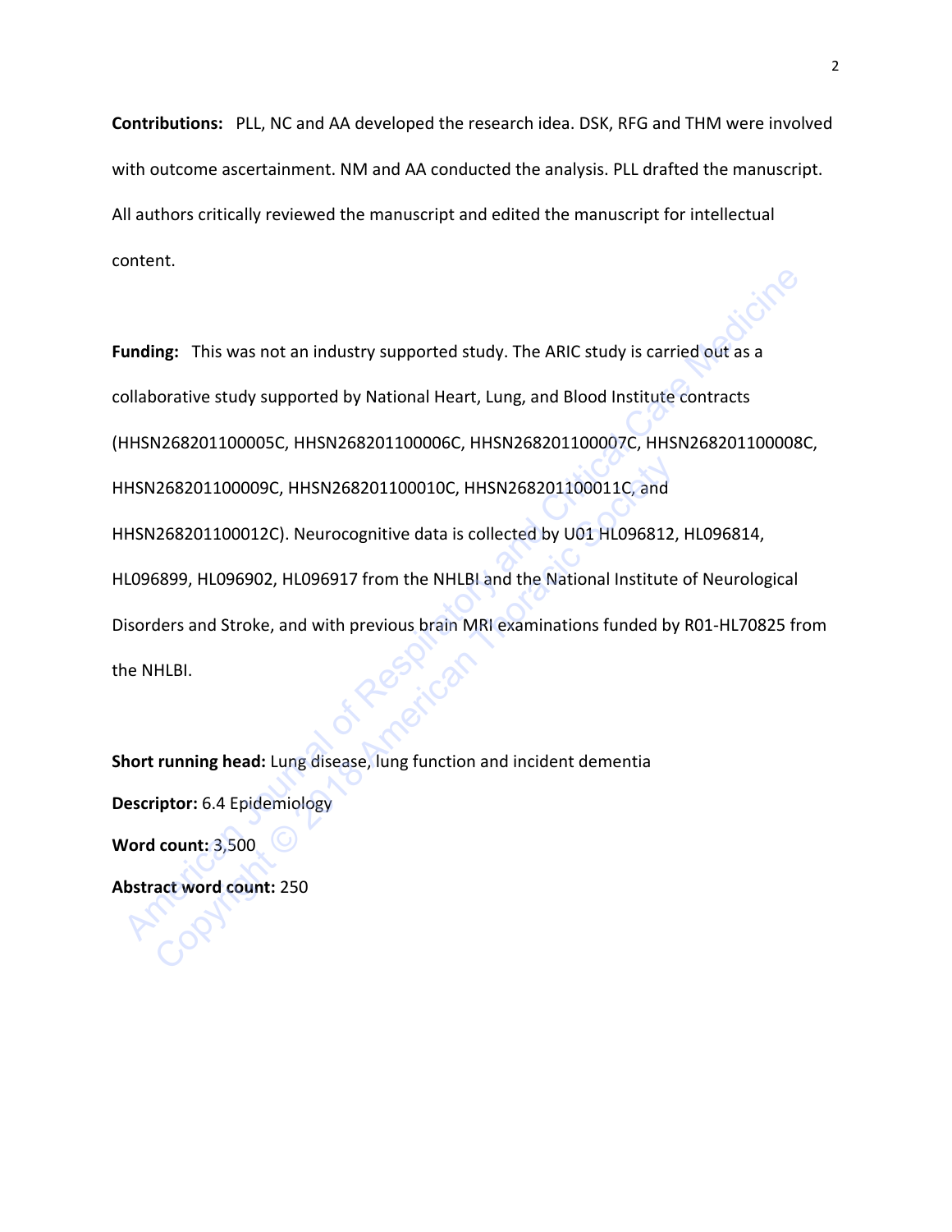**Contributions:** PLL, NC and AA developed the research idea. DSK, RFG and THM were involved with outcome ascertainment. NM and AA conducted the analysis. PLL drafted the manuscript. All authors critically reviewed the manuscript and edited the manuscript for intellectual content.

**Funding:** This was not an industry supported study. The ARIC study is carried out as a collaborative study supported by National Heart, Lung, and Blood Institute contracts (HHSN268201100005C, HHSN268201100006C, HHSN268201100007C, HHSN268201100008C, HHSN268201100009C, HHSN268201100010C, HHSN268201100011C, and HHSN268201100012C). Neurocognitive data is collected by U01 HL096812, HL096814, HL096899, HL096902, HL096917 from the NHLBI and the National Institute of Neurological Disorders and Stroke, and with previous brain MRI examinations funded by R01-HL70825 from the NHLBI.

**Short running head:** Lung disease, lung function and incident dementia

**Descriptor:** 6.4 Epidemiology

**Word count:** 3,500

**Abstract word count:** 250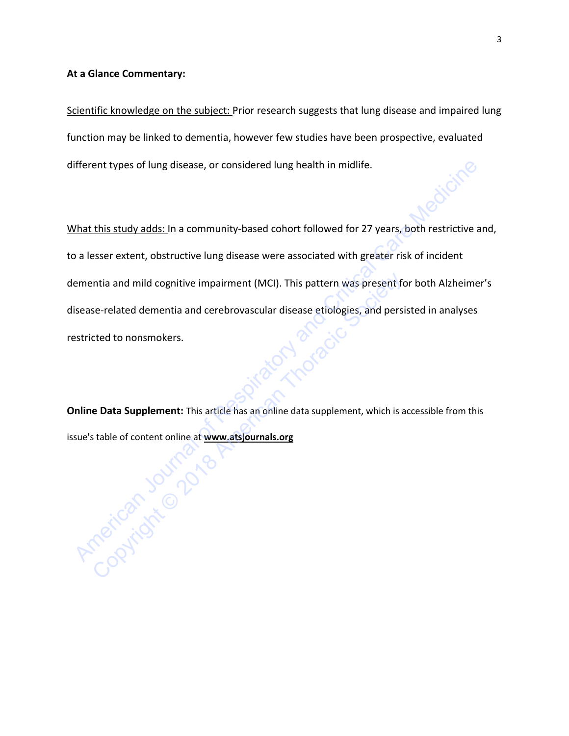**At a Glance Commentary:**

Scientific knowledge on the subject: Prior research suggests that lung disease and impaired lung function may be linked to dementia, however few studies have been prospective, evaluated different types of lung disease, or considered lung health in midlife.

What this study adds: In a community-based cohort followed for 27 years, both restrictive and, to a lesser extent, obstructive lung disease were associated with greater risk of incident dementia and mild cognitive impairment (MCI). This pattern was present for both Alzheimer's disease-related dementia and cerebrovascular disease etiologies, and persisted in analyses restricted to nonsmokers.

**Online Data Supplement:** This article has an online data supplement, which is accessible from this issue's table of content online at **www.atsjournals.org**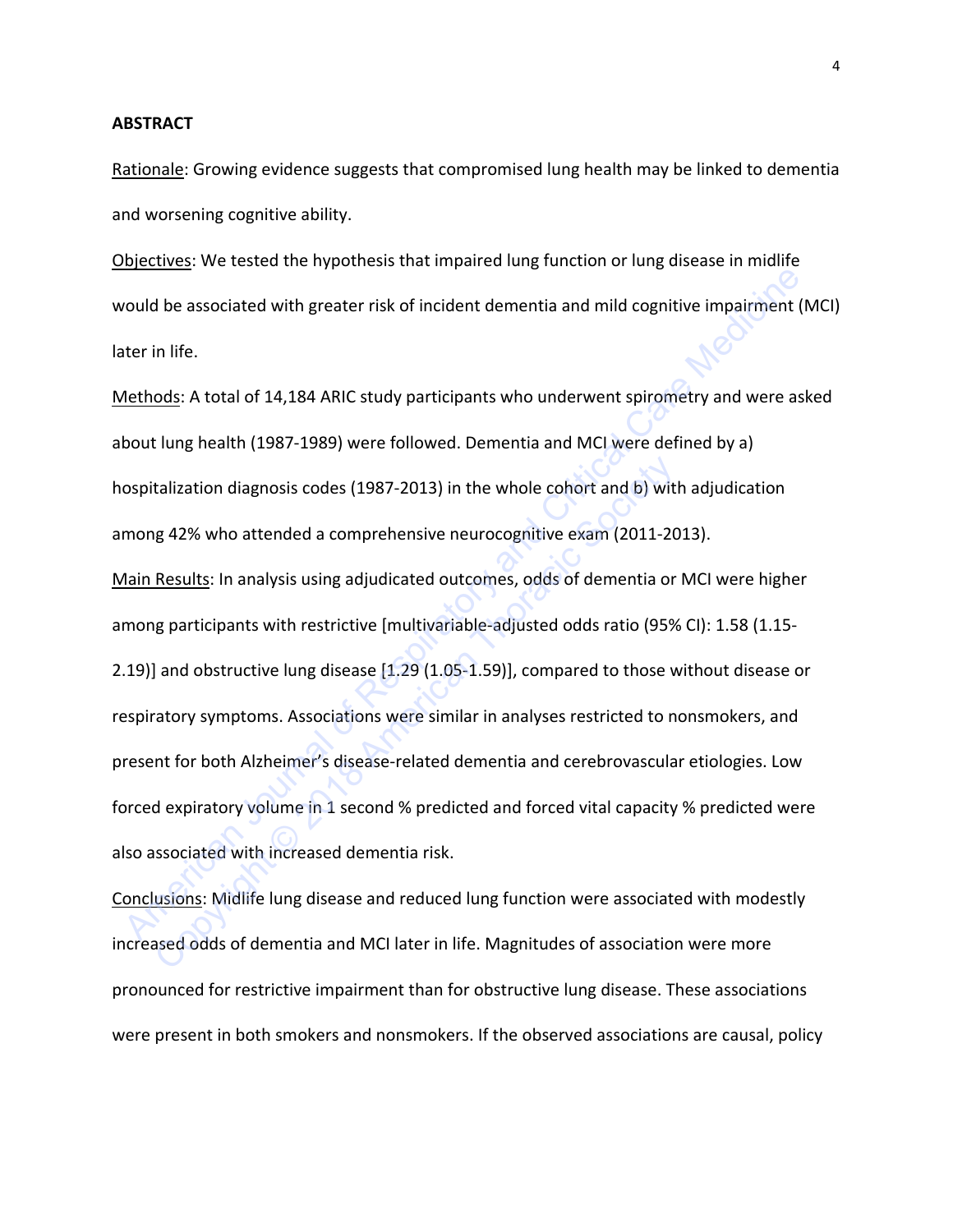**ABSTRACT**

Rationale: Growing evidence suggests that compromised lung health may be linked to dementia and worsening cognitive ability.

Objectives: We tested the hypothesis that impaired lung function or lung disease in midlife would be associated with greater risk of incident dementia and mild cognitive impairment (MCI) later in life.

Methods: A total of 14,184 ARIC study participants who underwent spirometry and were asked about lung health (1987-1989) were followed. Dementia and MCI were defined by a) hospitalization diagnosis codes (1987-2013) in the whole cohort and b) with adjudication among 42% who attended a comprehensive neurocognitive exam (2011-2013).

Main Results: In analysis using adjudicated outcomes, odds of dementia or MCI were higher among participants with restrictive [multivariable-adjusted odds ratio (95% CI): 1.58 (1.15-2.19)] and obstructive lung disease [1.29 (1.05-1.59)], compared to those without disease or respiratory symptoms. Associations were similar in analyses restricted to nonsmokers, and present for both Alzheimer's disease-related dementia and cerebrovascular etiologies. Low forced expiratory volume in 1 second % predicted and forced vital capacity % predicted were also associated with increased dementia risk.

Conclusions: Midlife lung disease and reduced lung function were associated with modestly increased odds of dementia and MCI later in life. Magnitudes of association were more pronounced for restrictive impairment than for obstructive lung disease. These associations were present in both smokers and nonsmokers. If the observed associations are causal, policy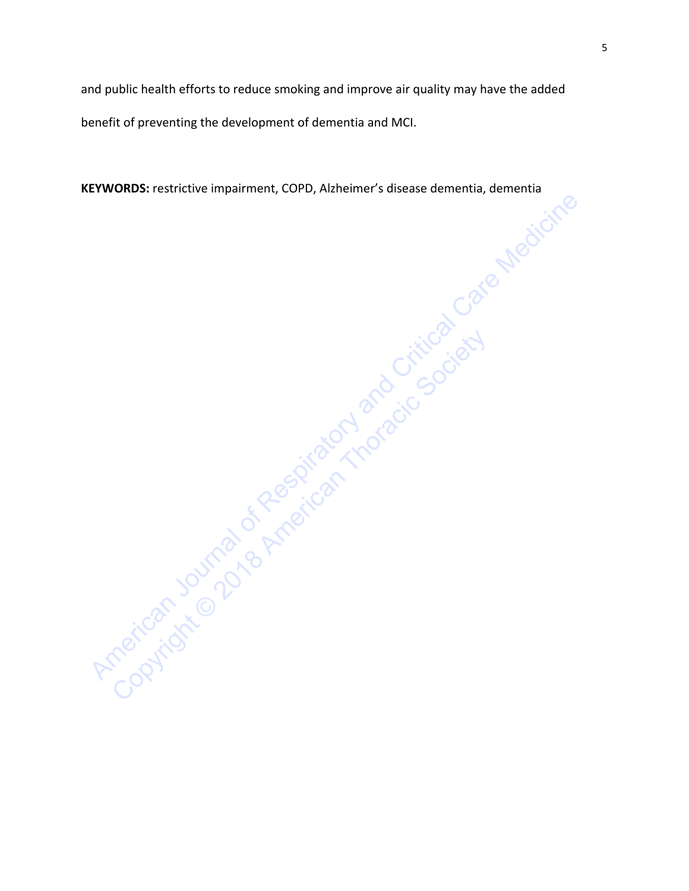and public health efforts to reduce smoking and improve air quality may have the added benefit of preventing the development of dementia and MCI.

**KEYWORDS:** restrictive impairment, COPD, Alzheimer's disease dementia, dementia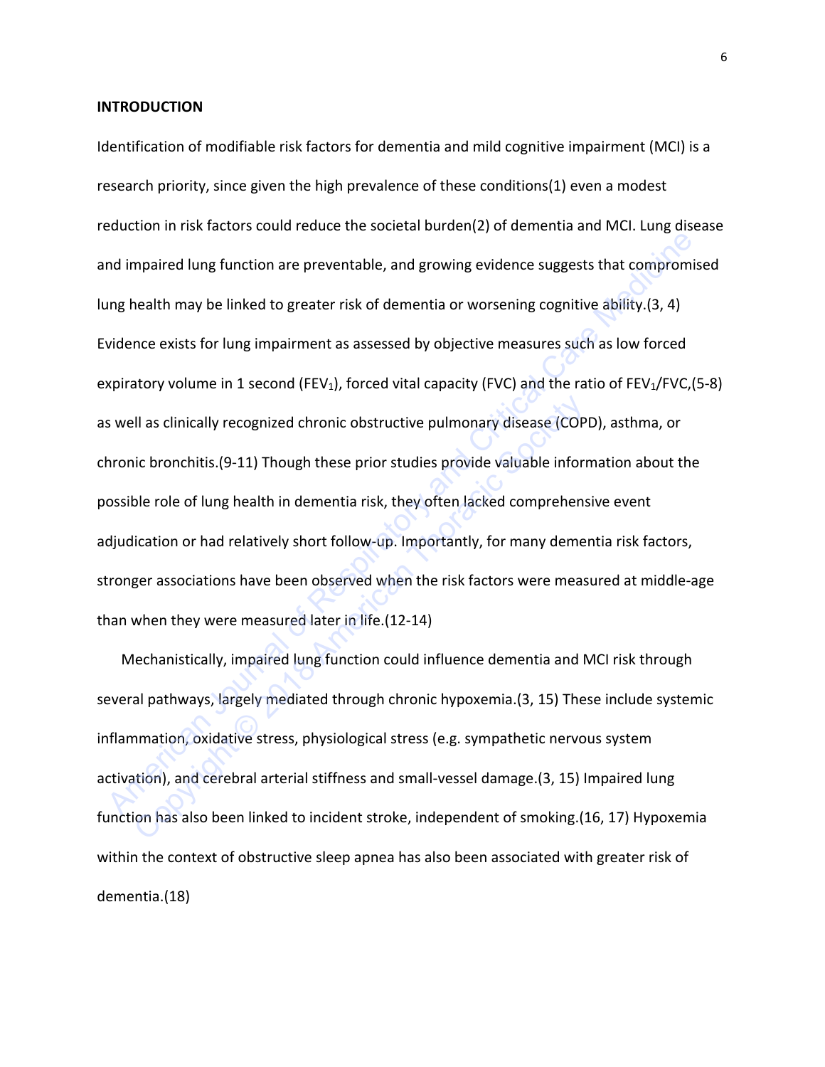## INTRODUCTION

Identification of modifiable risk factors for dementia and mild cognitive impairment (MCI) is a research priority, since given the high prevalence of these conditions(1) even a modest reduction in risk factors could reduce the societal burden(2) of dementia and MCI. Lung disease and impaired lung function are preventable, and growing evidence suggests that compromised lung health may be linked to greater risk of dementia or worsening cognitive ability.(3, 4) Evidence exists for lung impairment as assessed by objective measures such as low forced expiratory volume in 1 second ($FEV_1$), forced vital capacity (FVC) and the ratio of $FEV_1$/FVC,(5-8) as well as clinically recognized chronic obstructive pulmonary disease (COPD), asthma, or chronic bronchitis.(9-11) Though these prior studies provide valuable information about the possible role of lung health in dementia risk, they often lacked comprehensive event adjudication or had relatively short follow-up. Importantly, for many dementia risk factors, stronger associations have been observed when the risk factors were measured at middle-age than when they were measured later in life.(12-14)

Mechanistically, impaired lung function could influence dementia and MCI risk through several pathways, largely mediated through chronic hypoxemia.(3, 15) These include systemic inflammation, oxidative stress, physiological stress (e.g. sympathetic nervous system activation), and cerebral arterial stiffness and small-vessel damage.(3, 15) Impaired lung function has also been linked to incident stroke, independent of smoking.(16, 17) Hypoxemia within the context of obstructive sleep apnea has also been associated with greater risk of dementia.(18)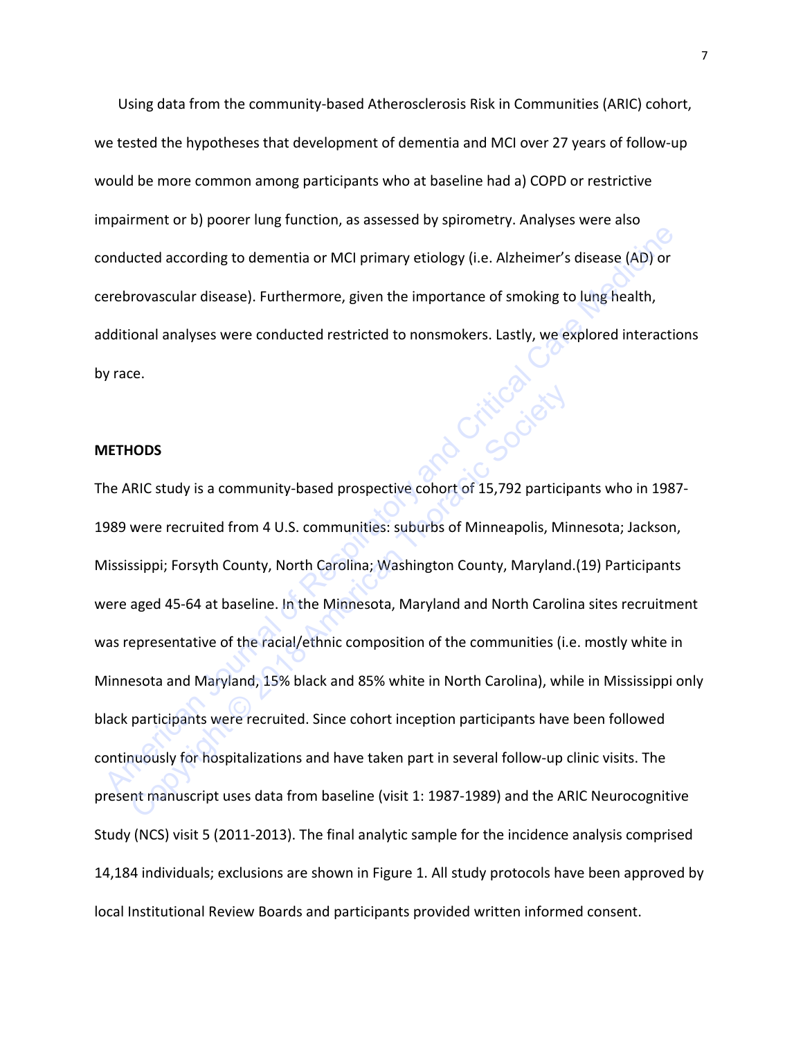Using data from the community-based Atherosclerosis Risk in Communities (ARIC) cohort, we tested the hypotheses that development of dementia and MCI over 27 years of follow-up would be more common among participants who at baseline had a) COPD or restrictive impairment or b) poorer lung function, as assessed by spirometry. Analyses were also conducted according to dementia or MCI primary etiology (i.e. Alzheimer's disease (AD) or cerebrovascular disease). Furthermore, given the importance of smoking to lung health, additional analyses were conducted restricted to nonsmokers. Lastly, we explored interactions by race.

**METHODS**

The ARIC study is a community-based prospective cohort of 15,792 participants who in 1987-1989 were recruited from 4 U.S. communities: suburbs of Minneapolis, Minnesota; Jackson, Mississippi; Forsyth County, North Carolina; Washington County, Maryland.(19) Participants were aged 45-64 at baseline. In the Minnesota, Maryland and North Carolina sites recruitment was representative of the racial/ethnic composition of the communities (i.e. mostly white in Minnesota and Maryland, 15% black and 85% white in North Carolina), while in Mississippi only black participants were recruited. Since cohort inception participants have been followed continuously for hospitalizations and have taken part in several follow-up clinic visits. The present manuscript uses data from baseline (visit 1: 1987-1989) and the ARIC Neurocognitive Study (NCS) visit 5 (2011-2013). The final analytic sample for the incidence analysis comprised 14,184 individuals; exclusions are shown in Figure 1. All study protocols have been approved by local Institutional Review Boards and participants provided written informed consent.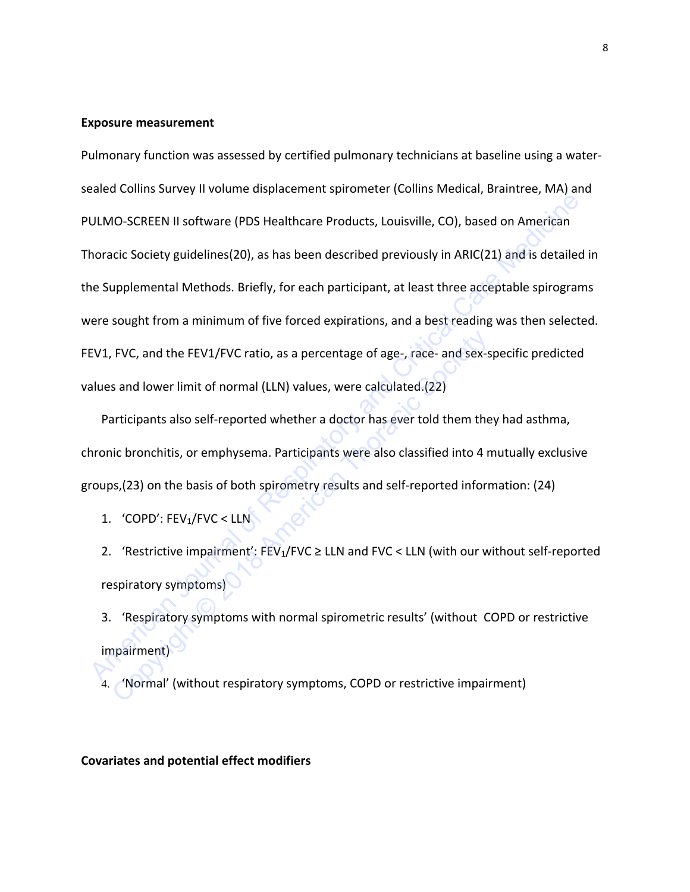**Exposure measurement**

Pulmonary function was assessed by certified pulmonary technicians at baseline using a water-sealed Collins Survey II volume displacement spirometer (Collins Medical, Braintree, MA) and PULMO-SCREEN II software (PDS Healthcare Products, Louisville, CO), based on American Thoracic Society guidelines(20), as has been described previously in ARIC(21) and is detailed in the Supplemental Methods. Briefly, for each participant, at least three acceptable spirograms were sought from a minimum of five forced expirations, and a best reading was then selected. FEV1, FVC, and the FEV1/FVC ratio, as a percentage of age-, race- and sex-specific predicted values and lower limit of normal (LLN) values, were calculated.(22)

Participants also self-reported whether a doctor has ever told them they had asthma, chronic bronchitis, or emphysema. Participants were also classified into 4 mutually exclusive groups,(23) on the basis of both spirometry results and self-reported information: (24)

1. 'COPD': $FEV_1$/FVC < LLN
2. 'Restrictive impairment': $FEV_1$/FVC ≥ LLN and FVC < LLN (with our without self-reported respiratory symptoms)
3. 'Respiratory symptoms with normal spirometric results' (without COPD or restrictive impairment)
4. 'Normal' (without respiratory symptoms, COPD or restrictive impairment)

**Covariates and potential effect modifiers**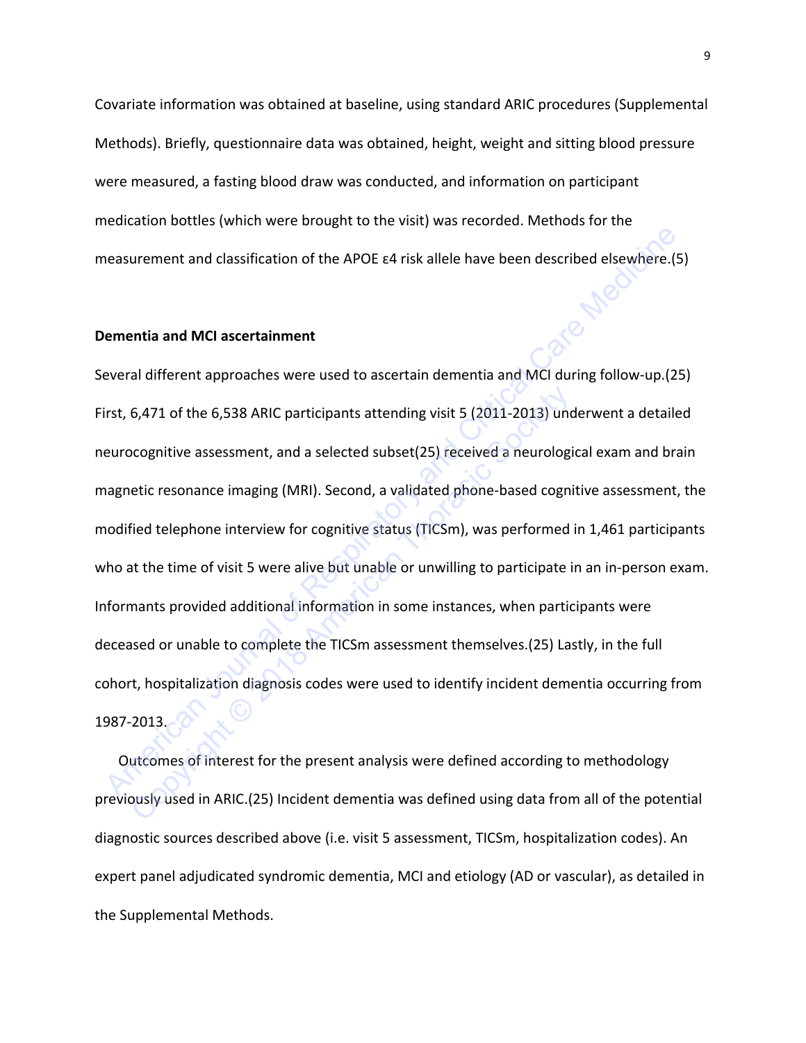Covariate information was obtained at baseline, using standard ARIC procedures (Supplemental Methods). Briefly, questionnaire data was obtained, height, weight and sitting blood pressure were measured, a fasting blood draw was conducted, and information on participant medication bottles (which were brought to the visit) was recorded. Methods for the measurement and classification of the APOE ε4 risk allele have been described elsewhere.(5)

**Dementia and MCI ascertainment**

Several different approaches were used to ascertain dementia and MCI during follow-up.(25) First, 6,471 of the 6,538 ARIC participants attending visit 5 (2011-2013) underwent a detailed neurocognitive assessment, and a selected subset(25) received a neurological exam and brain magnetic resonance imaging (MRI). Second, a validated phone-based cognitive assessment, the modified telephone interview for cognitive status (TICSm), was performed in 1,461 participants who at the time of visit 5 were alive but unable or unwilling to participate in an in-person exam. Informants provided additional information in some instances, when participants were deceased or unable to complete the TICSm assessment themselves.(25) Lastly, in the full cohort, hospitalization diagnosis codes were used to identify incident dementia occurring from 1987-2013.

Outcomes of interest for the present analysis were defined according to methodology previously used in ARIC.(25) Incident dementia was defined using data from all of the potential diagnostic sources described above (i.e. visit 5 assessment, TICSm, hospitalization codes). An expert panel adjudicated syndromic dementia, MCI and etiology (AD or vascular), as detailed in the Supplemental Methods.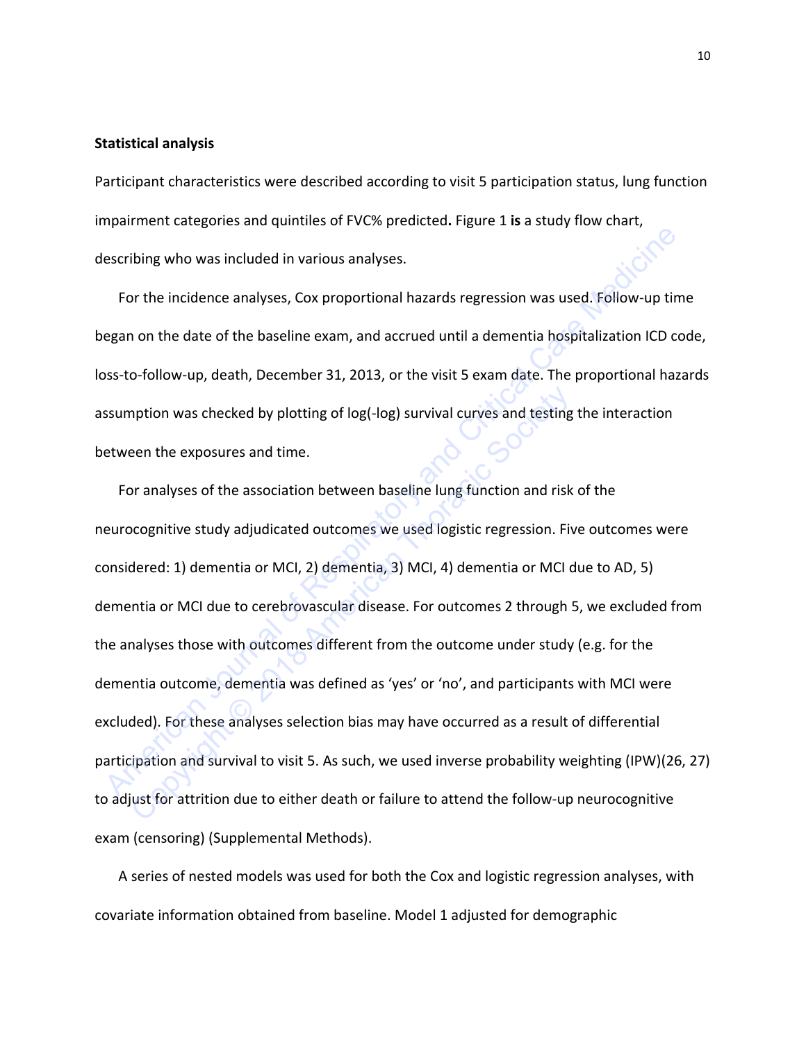**Statistical analysis**

Participant characteristics were described according to visit 5 participation status, lung function impairment categories and quintiles of FVC% predicted**.** Figure 1 **is** a study flow chart, describing who was included in various analyses.

For the incidence analyses, Cox proportional hazards regression was used. Follow-up time began on the date of the baseline exam, and accrued until a dementia hospitalization ICD code, loss-to-follow-up, death, December 31, 2013, or the visit 5 exam date. The proportional hazards assumption was checked by plotting of log(-log) survival curves and testing the interaction between the exposures and time.

For analyses of the association between baseline lung function and risk of the neurocognitive study adjudicated outcomes we used logistic regression. Five outcomes were considered: 1) dementia or MCI, 2) dementia, 3) MCI, 4) dementia or MCI due to AD, 5) dementia or MCI due to cerebrovascular disease. For outcomes 2 through 5, we excluded from the analyses those with outcomes different from the outcome under study (e.g. for the dementia outcome, dementia was defined as 'yes' or 'no', and participants with MCI were excluded). For these analyses selection bias may have occurred as a result of differential participation and survival to visit 5. As such, we used inverse probability weighting (IPW)(26, 27) to adjust for attrition due to either death or failure to attend the follow-up neurocognitive exam (censoring) (Supplemental Methods).

A series of nested models was used for both the Cox and logistic regression analyses, with covariate information obtained from baseline. Model 1 adjusted for demographic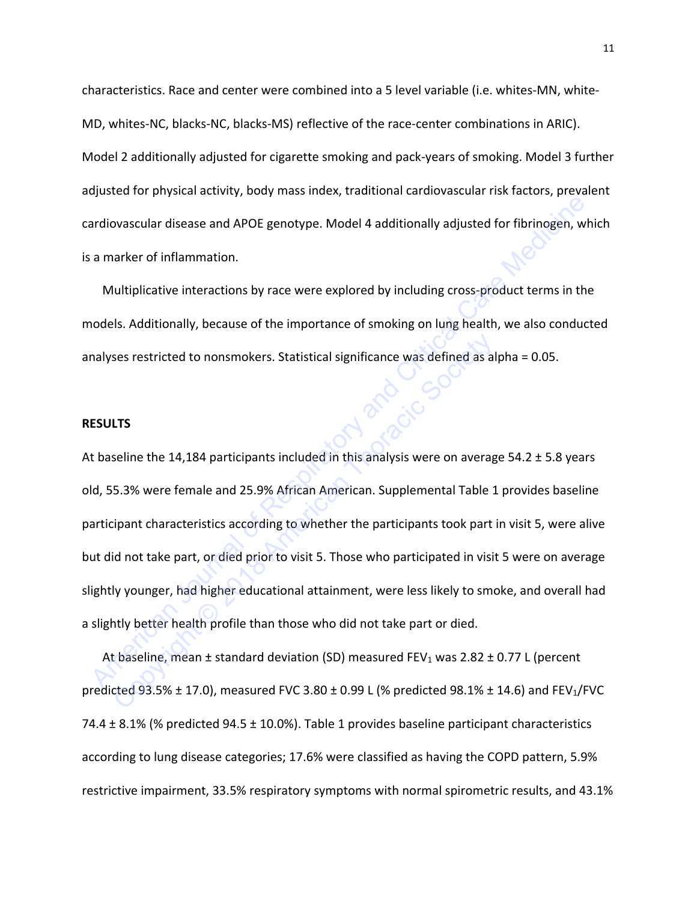characteristics. Race and center were combined into a 5 level variable (i.e. whites-MN, white-MD, whites-NC, blacks-NC, blacks-MS) reflective of the race-center combinations in ARIC). Model 2 additionally adjusted for cigarette smoking and pack-years of smoking. Model 3 further adjusted for physical activity, body mass index, traditional cardiovascular risk factors, prevalent cardiovascular disease and APOE genotype. Model 4 additionally adjusted for fibrinogen, which is a marker of inflammation.

Multiplicative interactions by race were explored by including cross-product terms in the models. Additionally, because of the importance of smoking on lung health, we also conducted analyses restricted to nonsmokers. Statistical significance was defined as alpha = 0.05.

## RESULTS

At baseline the 14,184 participants included in this analysis were on average 54.2 ± 5.8 years old, 55.3% were female and 25.9% African American. Supplemental Table 1 provides baseline participant characteristics according to whether the participants took part in visit 5, were alive but did not take part, or died prior to visit 5. Those who participated in visit 5 were on average slightly younger, had higher educational attainment, were less likely to smoke, and overall had a slightly better health profile than those who did not take part or died.

At baseline, mean ± standard deviation (SD) measured $FEV_1$ was 2.82 ± 0.77 L (percent predicted 93.5% ± 17.0), measured FVC 3.80 ± 0.99 L (% predicted 98.1% ± 14.6) and $FEV_1$/FVC 74.4 ± 8.1% (% predicted 94.5 ± 10.0%). Table 1 provides baseline participant characteristics according to lung disease categories; 17.6% were classified as having the COPD pattern, 5.9% restrictive impairment, 33.5% respiratory symptoms with normal spirometric results, and 43.1%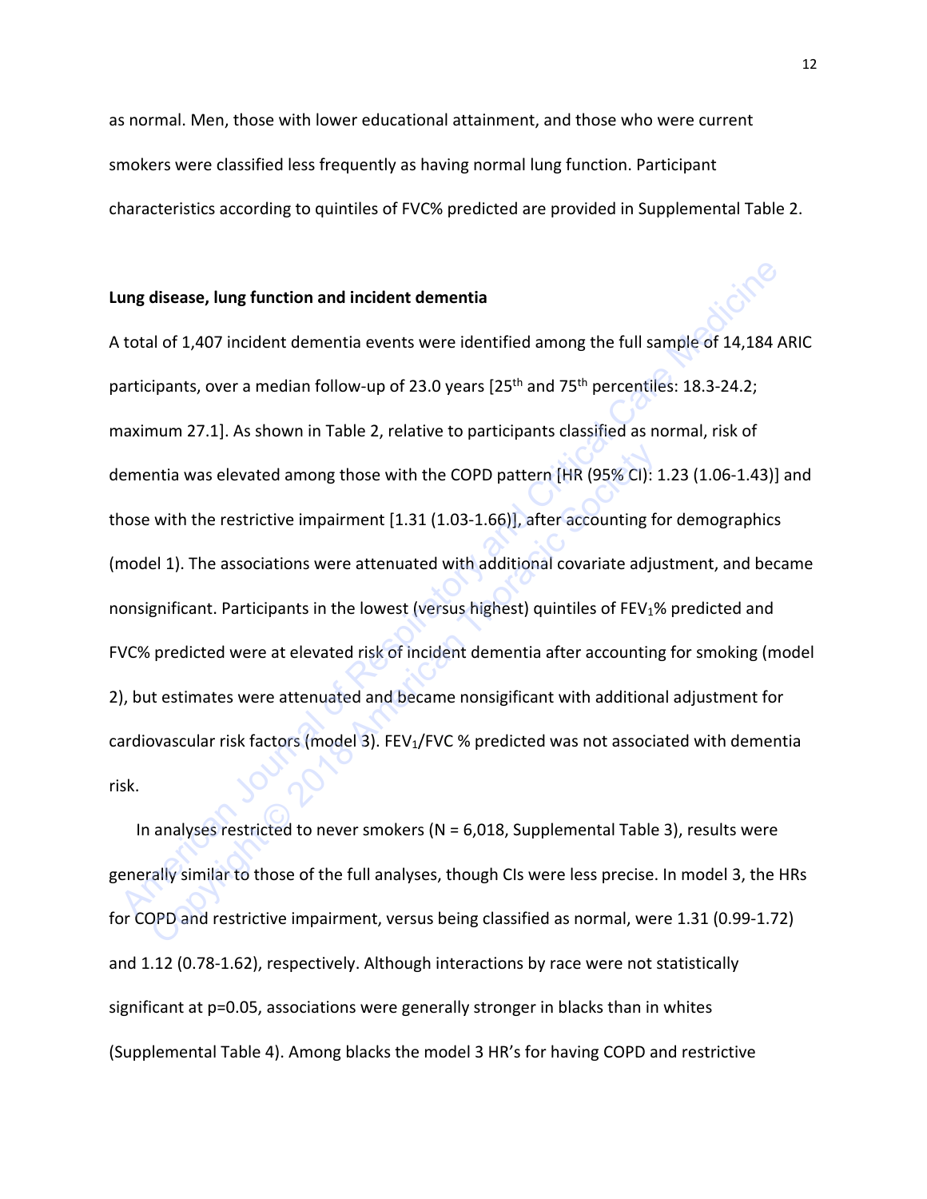as normal. Men, those with lower educational attainment, and those who were current smokers were classified less frequently as having normal lung function. Participant characteristics according to quintiles of FVC% predicted are provided in Supplemental Table 2.

**Lung disease, lung function and incident dementia**

A total of 1,407 incident dementia events were identified among the full sample of 14,184 ARIC participants, over a median follow-up of 23.0 years [25th and 75th percentiles: 18.3-24.2; maximum 27.1]. As shown in Table 2, relative to participants classified as normal, risk of dementia was elevated among those with the COPD pattern [HR (95% CI): 1.23 (1.06-1.43)] and those with the restrictive impairment [1.31 (1.03-1.66)], after accounting for demographics (model 1). The associations were attenuated with additional covariate adjustment, and became nonsignificant. Participants in the lowest (versus highest) quintiles of $FEV_1$% predicted and FVC% predicted were at elevated risk of incident dementia after accounting for smoking (model 2), but estimates were attenuated and became nonsigificant with additional adjustment for cardiovascular risk factors (model 3). $FEV_1$/FVC % predicted was not associated with dementia risk.

In analyses restricted to never smokers (N = 6,018, Supplemental Table 3), results were generally similar to those of the full analyses, though CIs were less precise. In model 3, the HRs for COPD and restrictive impairment, versus being classified as normal, were 1.31 (0.99-1.72) and 1.12 (0.78-1.62), respectively. Although interactions by race were not statistically significant at p=0.05, associations were generally stronger in blacks than in whites (Supplemental Table 4). Among blacks the model 3 HR's for having COPD and restrictive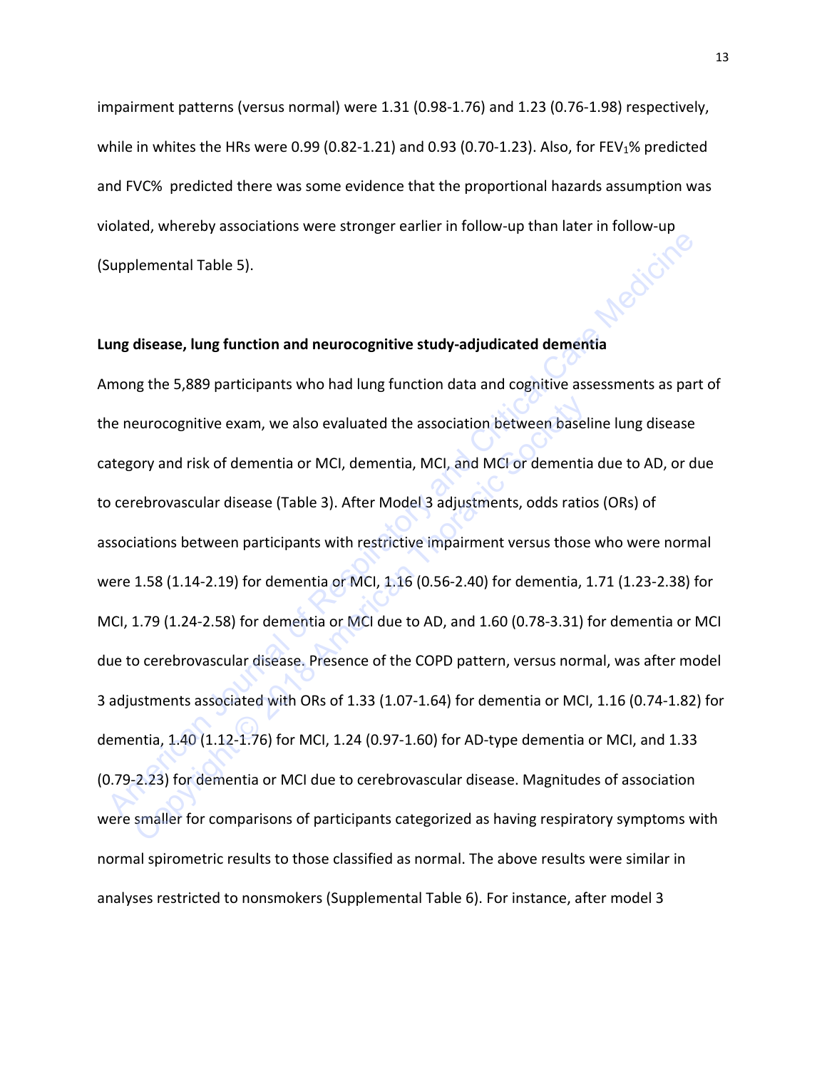impairment patterns (versus normal) were 1.31 (0.98-1.76) and 1.23 (0.76-1.98) respectively, while in whites the HRs were 0.99 (0.82-1.21) and 0.93 (0.70-1.23). Also, for $FEV_1$% predicted and FVC% predicted there was some evidence that the proportional hazards assumption was violated, whereby associations were stronger earlier in follow-up than later in follow-up (Supplemental Table 5).

**Lung disease, lung function and neurocognitive study-adjudicated dementia**

Among the 5,889 participants who had lung function data and cognitive assessments as part of the neurocognitive exam, we also evaluated the association between baseline lung disease category and risk of dementia or MCI, dementia, MCI, and MCI or dementia due to AD, or due to cerebrovascular disease (Table 3). After Model 3 adjustments, odds ratios (ORs) of associations between participants with restrictive impairment versus those who were normal were 1.58 (1.14-2.19) for dementia or MCI, 1.16 (0.56-2.40) for dementia, 1.71 (1.23-2.38) for MCI, 1.79 (1.24-2.58) for dementia or MCI due to AD, and 1.60 (0.78-3.31) for dementia or MCI due to cerebrovascular disease. Presence of the COPD pattern, versus normal, was after model 3 adjustments associated with ORs of 1.33 (1.07-1.64) for dementia or MCI, 1.16 (0.74-1.82) for dementia, 1.40 (1.12-1.76) for MCI, 1.24 (0.97-1.60) for AD-type dementia or MCI, and 1.33 (0.79-2.23) for dementia or MCI due to cerebrovascular disease. Magnitudes of association were smaller for comparisons of participants categorized as having respiratory symptoms with normal spirometric results to those classified as normal. The above results were similar in analyses restricted to nonsmokers (Supplemental Table 6). For instance, after model 3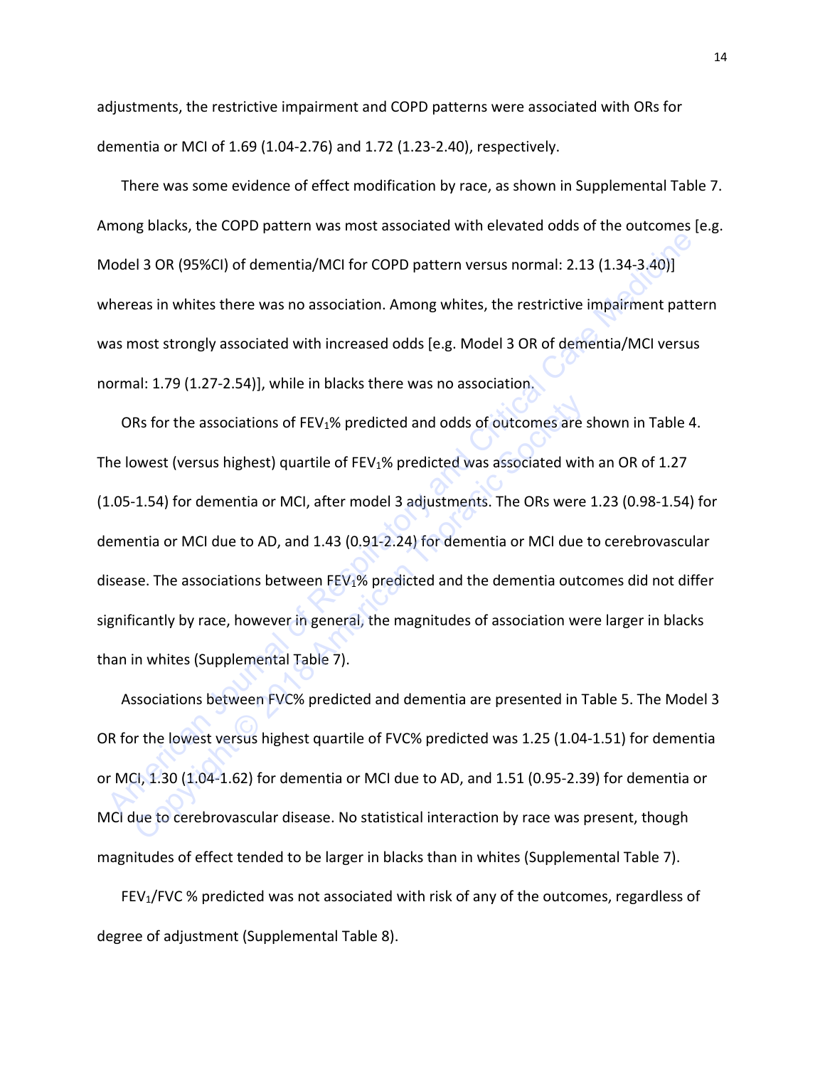adjustments, the restrictive impairment and COPD patterns were associated with ORs for dementia or MCI of 1.69 (1.04-2.76) and 1.72 (1.23-2.40), respectively.

There was some evidence of effect modification by race, as shown in Supplemental Table 7. Among blacks, the COPD pattern was most associated with elevated odds of the outcomes [e.g. Model 3 OR (95%CI) of dementia/MCI for COPD pattern versus normal: 2.13 (1.34-3.40)] whereas in whites there was no association. Among whites, the restrictive impairment pattern was most strongly associated with increased odds [e.g. Model 3 OR of dementia/MCI versus normal: 1.79 (1.27-2.54)], while in blacks there was no association.

ORs for the associations of $FEV_1$% predicted and odds of outcomes are shown in Table 4. The lowest (versus highest) quartile of $FEV_1$% predicted was associated with an OR of 1.27 (1.05-1.54) for dementia or MCI, after model 3 adjustments. The ORs were 1.23 (0.98-1.54) for dementia or MCI due to AD, and 1.43 (0.91-2.24) for dementia or MCI due to cerebrovascular disease. The associations between $FEV_1$% predicted and the dementia outcomes did not differ significantly by race, however in general, the magnitudes of association were larger in blacks than in whites (Supplemental Table 7).

Associations between FVC% predicted and dementia are presented in Table 5. The Model 3 OR for the lowest versus highest quartile of FVC% predicted was 1.25 (1.04-1.51) for dementia or MCI, 1.30 (1.04-1.62) for dementia or MCI due to AD, and 1.51 (0.95-2.39) for dementia or MCI due to cerebrovascular disease. No statistical interaction by race was present, though magnitudes of effect tended to be larger in blacks than in whites (Supplemental Table 7).

$FEV_1$/FVC % predicted was not associated with risk of any of the outcomes, regardless of degree of adjustment (Supplemental Table 8).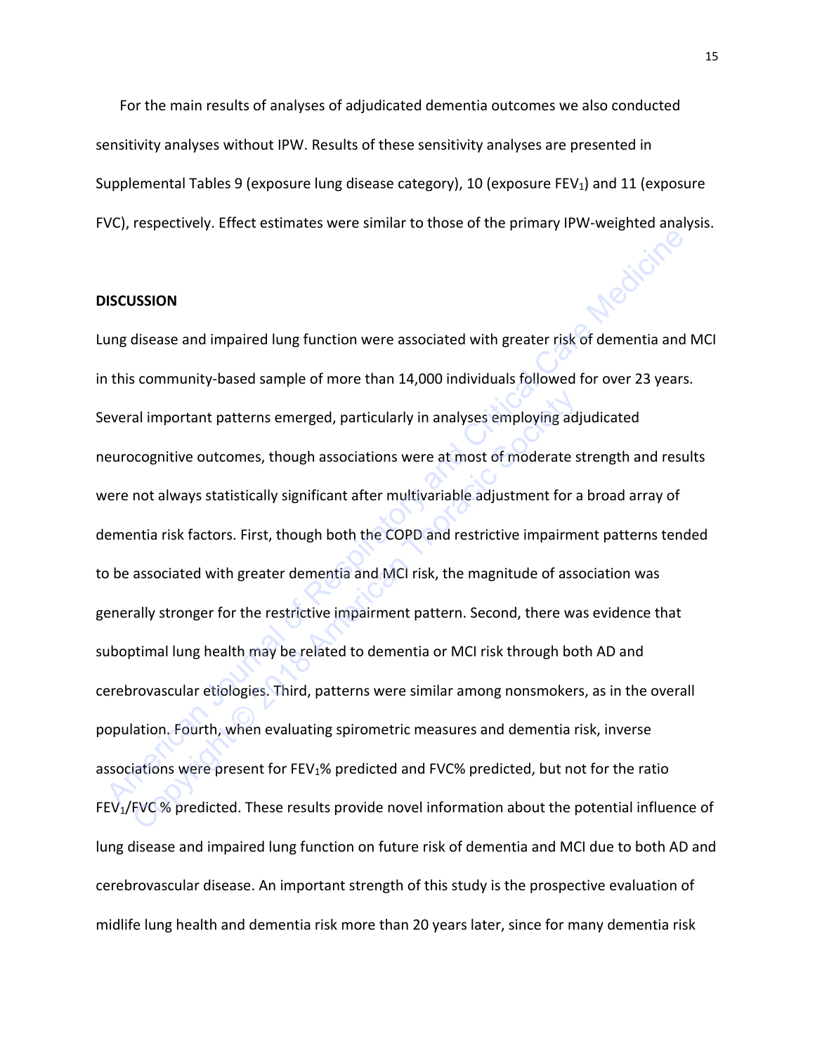For the main results of analyses of adjudicated dementia outcomes we also conducted sensitivity analyses without IPW. Results of these sensitivity analyses are presented in Supplemental Tables 9 (exposure lung disease category), 10 (exposure $FEV_1$) and 11 (exposure FVC), respectively. Effect estimates were similar to those of the primary IPW-weighted analysis.

## DISCUSSION

Lung disease and impaired lung function were associated with greater risk of dementia and MCI in this community-based sample of more than 14,000 individuals followed for over 23 years. Several important patterns emerged, particularly in analyses employing adjudicated neurocognitive outcomes, though associations were at most of moderate strength and results were not always statistically significant after multivariable adjustment for a broad array of dementia risk factors. First, though both the COPD and restrictive impairment patterns tended to be associated with greater dementia and MCI risk, the magnitude of association was generally stronger for the restrictive impairment pattern. Second, there was evidence that suboptimal lung health may be related to dementia or MCI risk through both AD and cerebrovascular etiologies. Third, patterns were similar among nonsmokers, as in the overall population. Fourth, when evaluating spirometric measures and dementia risk, inverse associations were present for $FEV_1$% predicted and FVC% predicted, but not for the ratio $FEV_1$/FVC % predicted. These results provide novel information about the potential influence of lung disease and impaired lung function on future risk of dementia and MCI due to both AD and cerebrovascular disease. An important strength of this study is the prospective evaluation of midlife lung health and dementia risk more than 20 years later, since for many dementia risk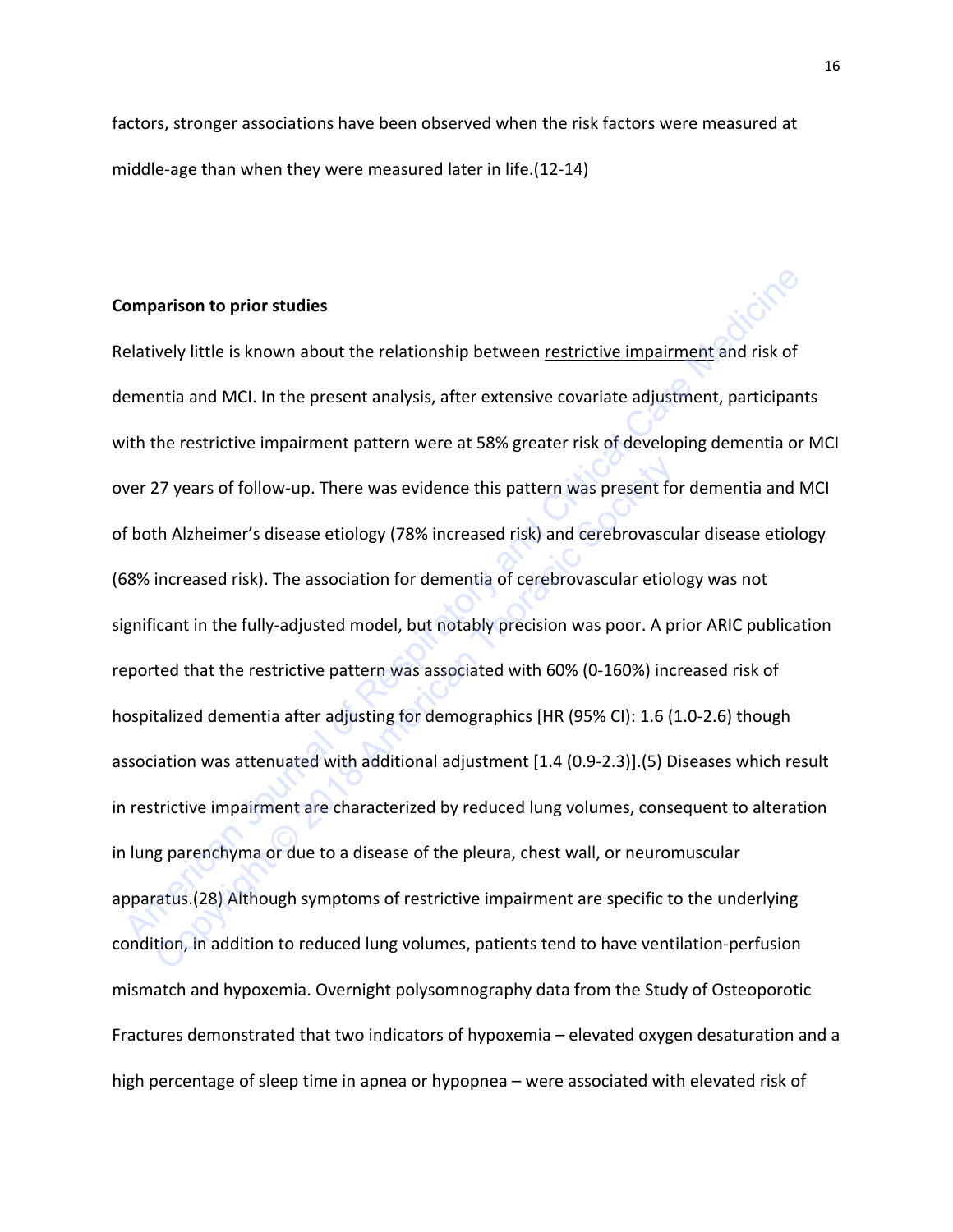factors, stronger associations have been observed when the risk factors were measured at middle-age than when they were measured later in life.(12-14)

**Comparison to prior studies**

Relatively little is known about the relationship between restrictive impairment and risk of dementia and MCI. In the present analysis, after extensive covariate adjustment, participants with the restrictive impairment pattern were at 58% greater risk of developing dementia or MCI over 27 years of follow-up. There was evidence this pattern was present for dementia and MCI of both Alzheimer's disease etiology (78% increased risk) and cerebrovascular disease etiology (68% increased risk). The association for dementia of cerebrovascular etiology was not significant in the fully-adjusted model, but notably precision was poor. A prior ARIC publication reported that the restrictive pattern was associated with 60% (0-160%) increased risk of hospitalized dementia after adjusting for demographics [HR (95% CI): 1.6 (1.0-2.6) though association was attenuated with additional adjustment [1.4 (0.9-2.3)].(5) Diseases which result in restrictive impairment are characterized by reduced lung volumes, consequent to alteration in lung parenchyma or due to a disease of the pleura, chest wall, or neuromuscular apparatus.(28) Although symptoms of restrictive impairment are specific to the underlying condition, in addition to reduced lung volumes, patients tend to have ventilation-perfusion mismatch and hypoxemia. Overnight polysomnography data from the Study of Osteoporotic Fractures demonstrated that two indicators of hypoxemia – elevated oxygen desaturation and a high percentage of sleep time in apnea or hypopnea – were associated with elevated risk of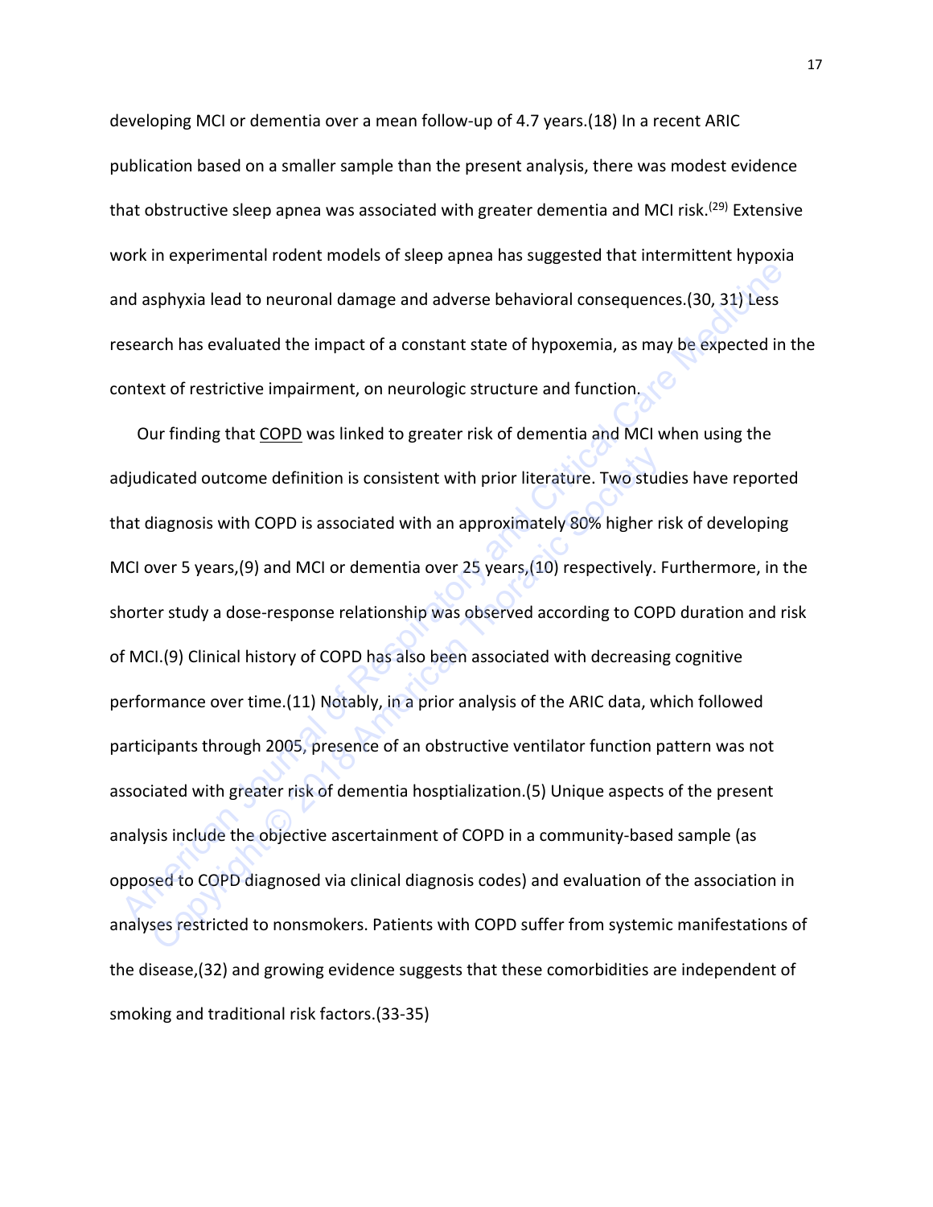developing MCI or dementia over a mean follow-up of 4.7 years.(18) In a recent ARIC publication based on a smaller sample than the present analysis, there was modest evidence that obstructive sleep apnea was associated with greater dementia and MCI risk.[29] Extensive work in experimental rodent models of sleep apnea has suggested that intermittent hypoxia and asphyxia lead to neuronal damage and adverse behavioral consequences.(30, 31) Less research has evaluated the impact of a constant state of hypoxemia, as may be expected in the context of restrictive impairment, on neurologic structure and function.

Our finding that COPD was linked to greater risk of dementia and MCI when using the adjudicated outcome definition is consistent with prior literature. Two studies have reported that diagnosis with COPD is associated with an approximately 80% higher risk of developing MCI over 5 years,(9) and MCI or dementia over 25 years,(10) respectively. Furthermore, in the shorter study a dose-response relationship was observed according to COPD duration and risk of MCI.(9) Clinical history of COPD has also been associated with decreasing cognitive performance over time.(11) Notably, in a prior analysis of the ARIC data, which followed participants through 2005, presence of an obstructive ventilator function pattern was not associated with greater risk of dementia hosptialization.(5) Unique aspects of the present analysis include the objective ascertainment of COPD in a community-based sample (as opposed to COPD diagnosed via clinical diagnosis codes) and evaluation of the association in analyses restricted to nonsmokers. Patients with COPD suffer from systemic manifestations of the disease,(32) and growing evidence suggests that these comorbidities are independent of smoking and traditional risk factors.(33-35)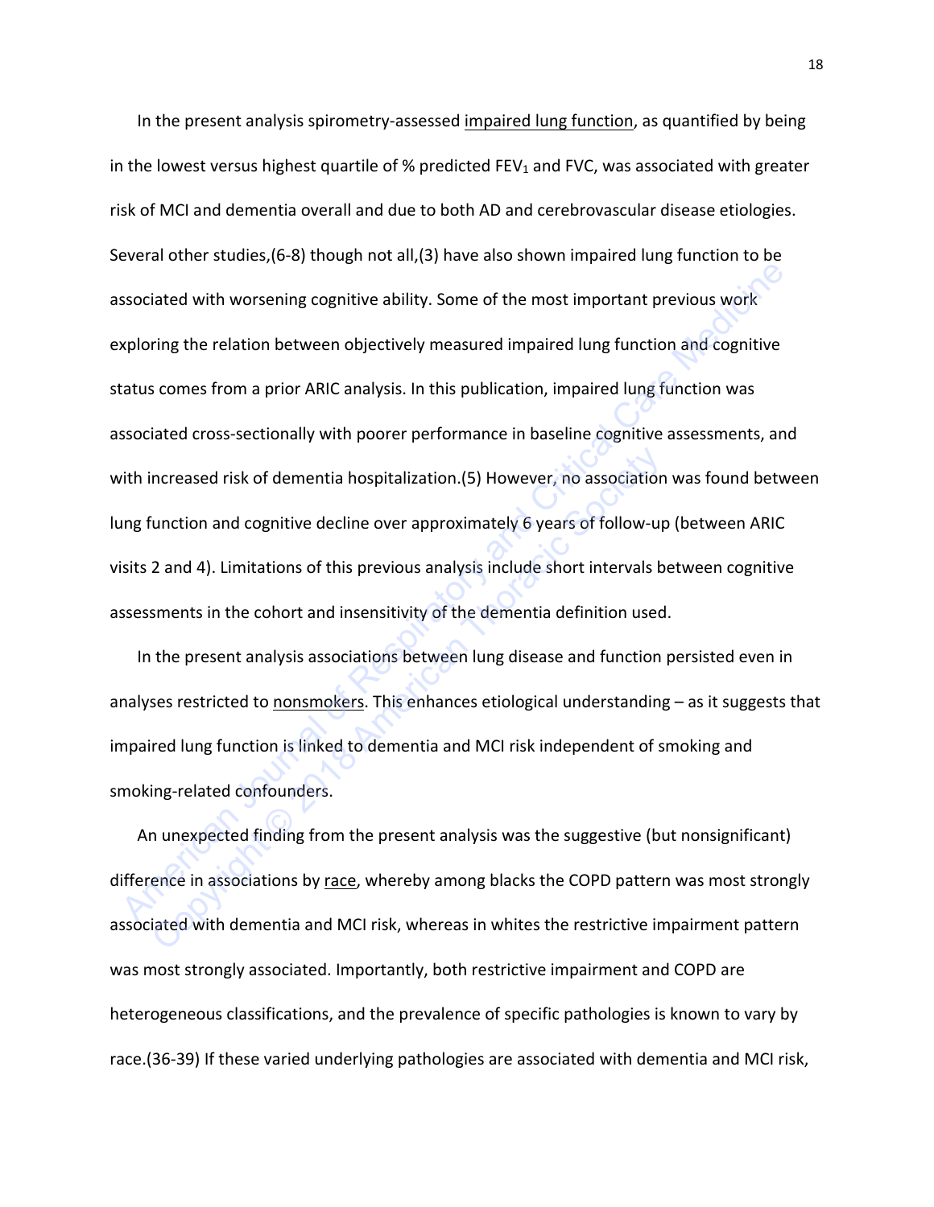In the present analysis spirometry-assessed impaired lung function, as quantified by being in the lowest versus highest quartile of % predicted $FEV_1$ and FVC, was associated with greater risk of MCI and dementia overall and due to both AD and cerebrovascular disease etiologies. Several other studies,(6-8) though not all,(3) have also shown impaired lung function to be associated with worsening cognitive ability. Some of the most important previous work exploring the relation between objectively measured impaired lung function and cognitive status comes from a prior ARIC analysis. In this publication, impaired lung function was associated cross-sectionally with poorer performance in baseline cognitive assessments, and with increased risk of dementia hospitalization.(5) However, no association was found between lung function and cognitive decline over approximately 6 years of follow-up (between ARIC visits 2 and 4). Limitations of this previous analysis include short intervals between cognitive assessments in the cohort and insensitivity of the dementia definition used.

In the present analysis associations between lung disease and function persisted even in analyses restricted to nonsmokers. This enhances etiological understanding – as it suggests that impaired lung function is linked to dementia and MCI risk independent of smoking and smoking-related confounders.

An unexpected finding from the present analysis was the suggestive (but nonsignificant) difference in associations by race, whereby among blacks the COPD pattern was most strongly associated with dementia and MCI risk, whereas in whites the restrictive impairment pattern was most strongly associated. Importantly, both restrictive impairment and COPD are heterogeneous classifications, and the prevalence of specific pathologies is known to vary by race.(36-39) If these varied underlying pathologies are associated with dementia and MCI risk,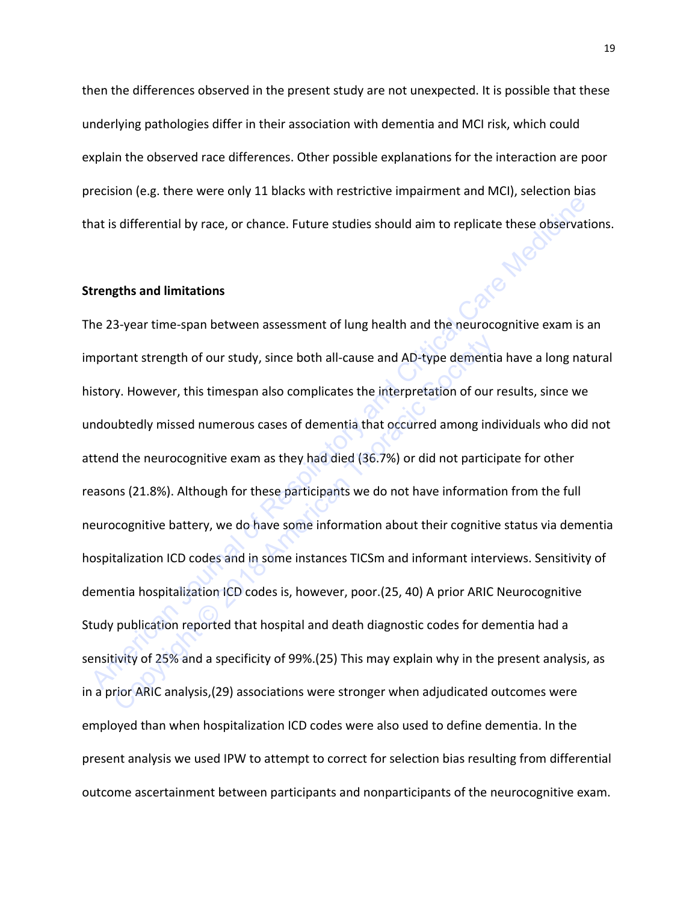then the differences observed in the present study are not unexpected. It is possible that these underlying pathologies differ in their association with dementia and MCI risk, which could explain the observed race differences. Other possible explanations for the interaction are poor precision (e.g. there were only 11 blacks with restrictive impairment and MCI), selection bias that is differential by race, or chance. Future studies should aim to replicate these observations.

**Strengths and limitations**

The 23-year time-span between assessment of lung health and the neurocognitive exam is an important strength of our study, since both all-cause and AD-type dementia have a long natural history. However, this timespan also complicates the interpretation of our results, since we undoubtedly missed numerous cases of dementia that occurred among individuals who did not attend the neurocognitive exam as they had died (36.7%) or did not participate for other reasons (21.8%). Although for these participants we do not have information from the full neurocognitive battery, we do have some information about their cognitive status via dementia hospitalization ICD codes and in some instances TICSm and informant interviews. Sensitivity of dementia hospitalization ICD codes is, however, poor.(25, 40) A prior ARIC Neurocognitive Study publication reported that hospital and death diagnostic codes for dementia had a sensitivity of 25% and a specificity of 99%.(25) This may explain why in the present analysis, as in a prior ARIC analysis,(29) associations were stronger when adjudicated outcomes were employed than when hospitalization ICD codes were also used to define dementia. In the present analysis we used IPW to attempt to correct for selection bias resulting from differential outcome ascertainment between participants and nonparticipants of the neurocognitive exam.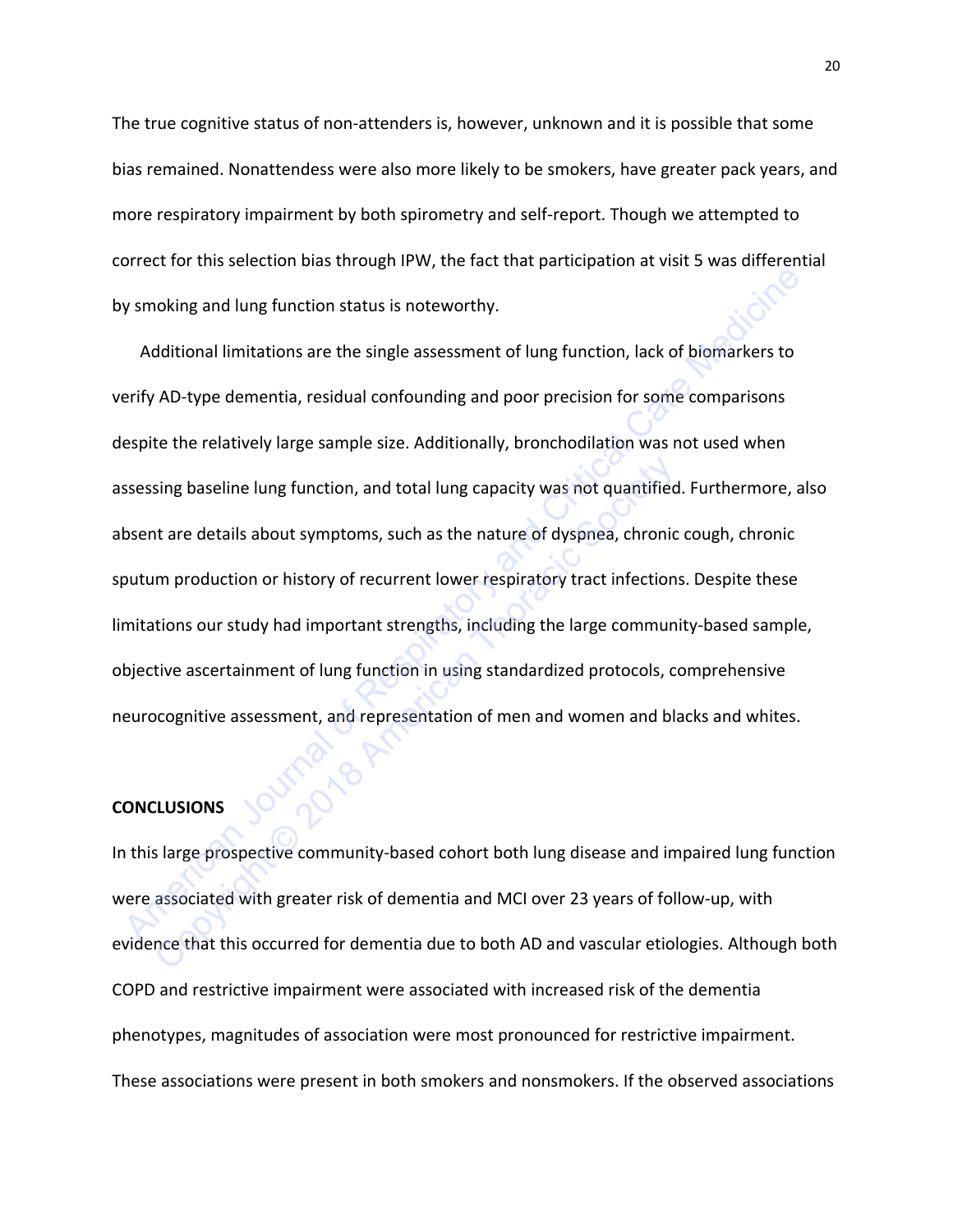The true cognitive status of non-attenders is, however, unknown and it is possible that some bias remained. Nonattendess were also more likely to be smokers, have greater pack years, and more respiratory impairment by both spirometry and self-report. Though we attempted to correct for this selection bias through IPW, the fact that participation at visit 5 was differential by smoking and lung function status is noteworthy.

Additional limitations are the single assessment of lung function, lack of biomarkers to verify AD-type dementia, residual confounding and poor precision for some comparisons despite the relatively large sample size. Additionally, bronchodilation was not used when assessing baseline lung function, and total lung capacity was not quantified. Furthermore, also absent are details about symptoms, such as the nature of dyspnea, chronic cough, chronic sputum production or history of recurrent lower respiratory tract infections. Despite these limitations our study had important strengths, including the large community-based sample, objective ascertainment of lung function in using standardized protocols, comprehensive neurocognitive assessment, and representation of men and women and blacks and whites.

**CONCLUSIONS**

In this large prospective community-based cohort both lung disease and impaired lung function were associated with greater risk of dementia and MCI over 23 years of follow-up, with evidence that this occurred for dementia due to both AD and vascular etiologies. Although both COPD and restrictive impairment were associated with increased risk of the dementia phenotypes, magnitudes of association were most pronounced for restrictive impairment. These associations were present in both smokers and nonsmokers. If the observed associations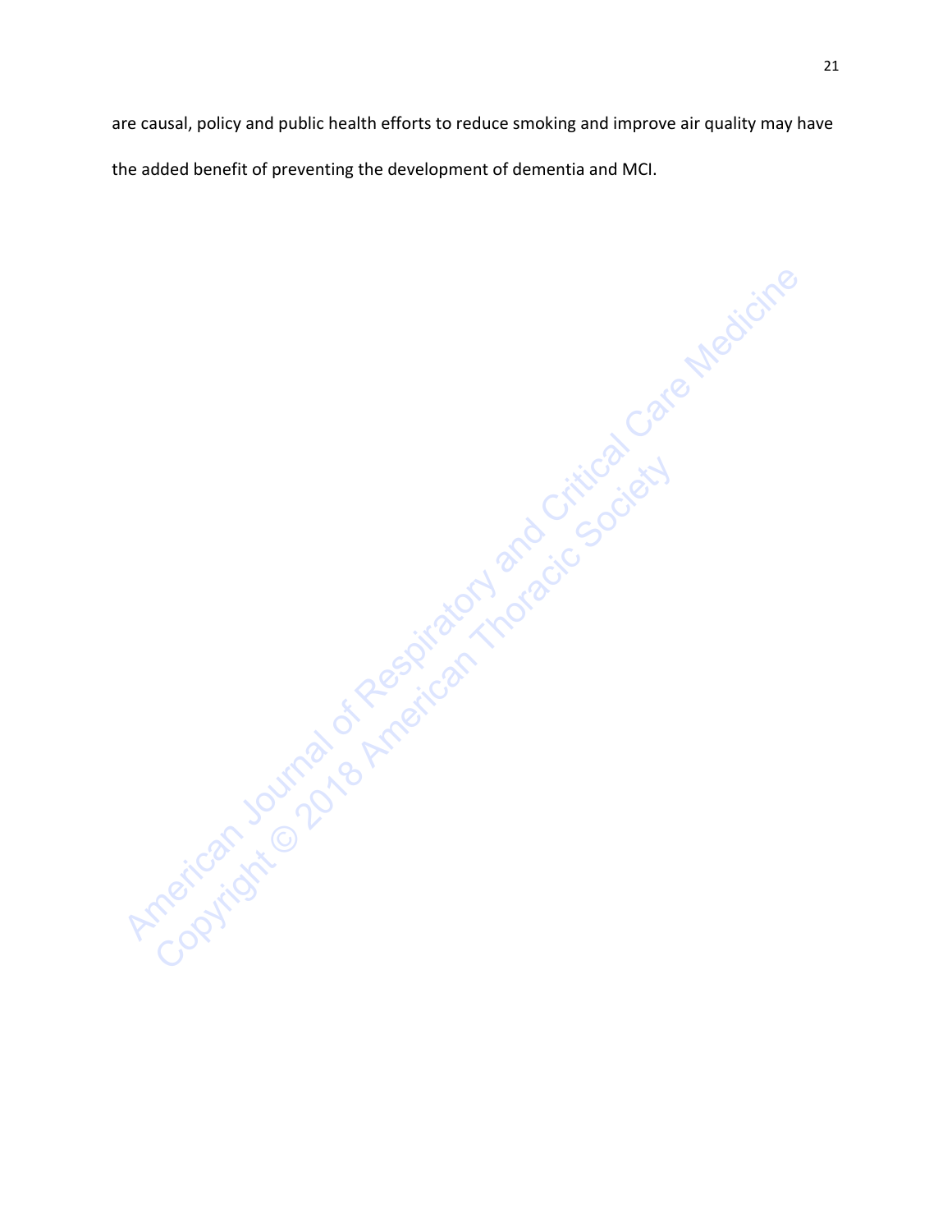are causal, policy and public health efforts to reduce smoking and improve air quality may have the added benefit of preventing the development of dementia and MCI.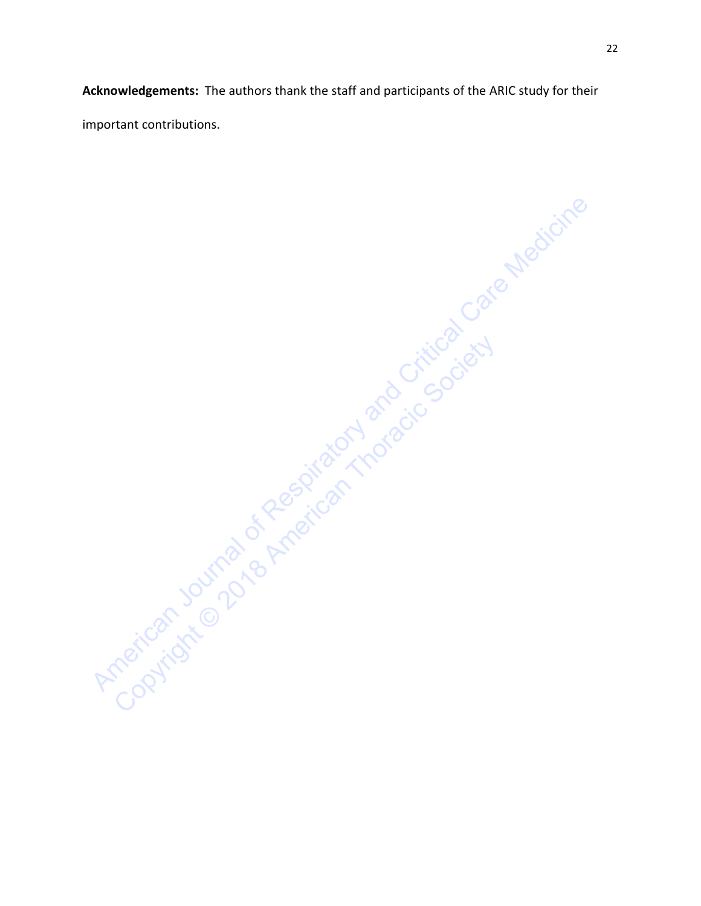**Acknowledgements:** The authors thank the staff and participants of the ARIC study for their important contributions.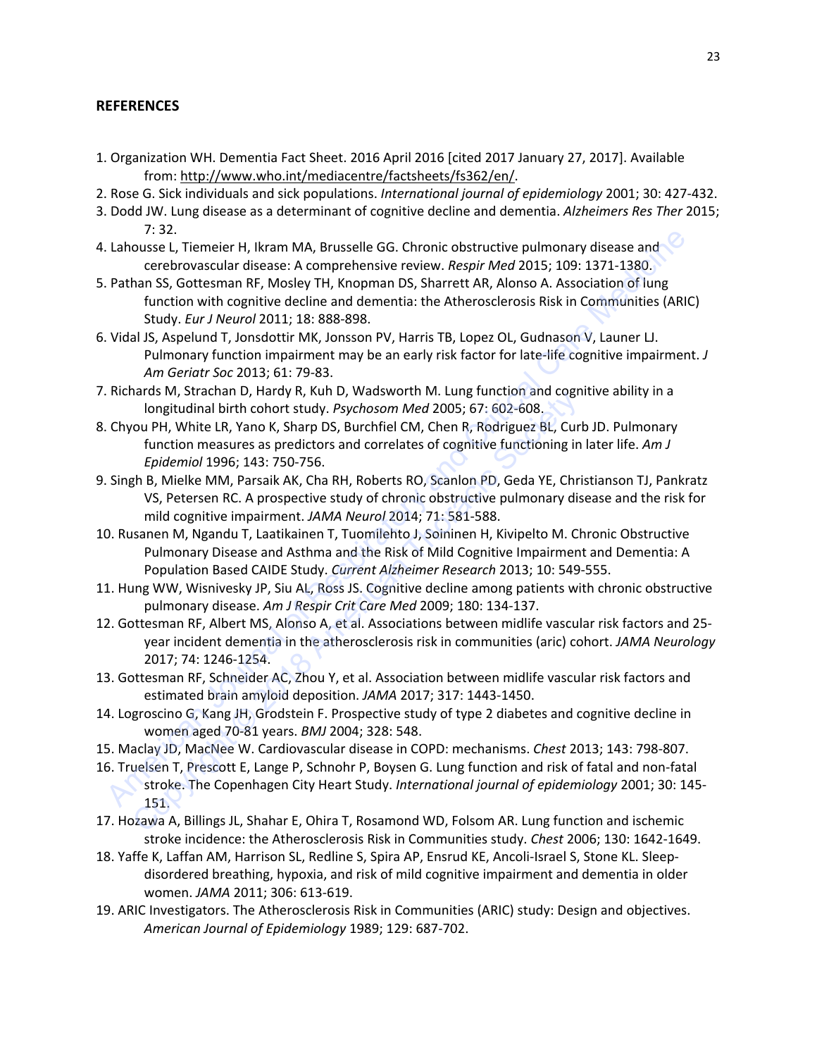## REFERENCES

1. Organization WH. Dementia Fact Sheet. 2016 April 2016 [cited 2017 January 27, 2017]. Available from: http://www.who.int/mediacentre/factsheets/fs362/en/.
2. Rose G. Sick individuals and sick populations. *International journal of epidemiology* 2001; 30: 427-432.
3. Dodd JW. Lung disease as a determinant of cognitive decline and dementia. *Alzheimers Res Ther* 2015; 7: 32.
4. Lahousse L, Tiemeier H, Ikram MA, Brusselle GG. Chronic obstructive pulmonary disease and cerebrovascular disease: A comprehensive review. *Respir Med* 2015; 109: 1371-1380.
5. Pathan SS, Gottesman RF, Mosley TH, Knopman DS, Sharrett AR, Alonso A. Association of lung function with cognitive decline and dementia: the Atherosclerosis Risk in Communities (ARIC) Study. *Eur J Neurol* 2011; 18: 888-898.
6. Vidal JS, Aspelund T, Jonsdottir MK, Jonsson PV, Harris TB, Lopez OL, Gudnason V, Launer LJ. Pulmonary function impairment may be an early risk factor for late-life cognitive impairment. *J Am Geriatr Soc* 2013; 61: 79-83.
7. Richards M, Strachan D, Hardy R, Kuh D, Wadsworth M. Lung function and cognitive ability in a longitudinal birth cohort study. *Psychosom Med* 2005; 67: 602-608.
8. Chyou PH, White LR, Yano K, Sharp DS, Burchfiel CM, Chen R, Rodriguez BL, Curb JD. Pulmonary function measures as predictors and correlates of cognitive functioning in later life. *Am J Epidemiol* 1996; 143: 750-756.
9. Singh B, Mielke MM, Parsaik AK, Cha RH, Roberts RO, Scanlon PD, Geda YE, Christianson TJ, Pankratz VS, Petersen RC. A prospective study of chronic obstructive pulmonary disease and the risk for mild cognitive impairment. *JAMA Neurol* 2014; 71: 581-588.
10. Rusanen M, Ngandu T, Laatikainen T, Tuomilehto J, Soininen H, Kivipelto M. Chronic Obstructive Pulmonary Disease and Asthma and the Risk of Mild Cognitive Impairment and Dementia: A Population Based CAIDE Study. *Current Alzheimer Research* 2013; 10: 549-555.
11. Hung WW, Wisnivesky JP, Siu AL, Ross JS. Cognitive decline among patients with chronic obstructive pulmonary disease. *Am J Respir Crit Care Med* 2009; 180: 134-137.
12. Gottesman RF, Albert MS, Alonso A, et al. Associations between midlife vascular risk factors and 25-year incident dementia in the atherosclerosis risk in communities (aric) cohort. *JAMA Neurology* 2017; 74: 1246-1254.
13. Gottesman RF, Schneider AC, Zhou Y, et al. Association between midlife vascular risk factors and estimated brain amyloid deposition. *JAMA* 2017; 317: 1443-1450.
14. Logroscino G, Kang JH, Grodstein F. Prospective study of type 2 diabetes and cognitive decline in women aged 70-81 years. *BMJ* 2004; 328: 548.
15. Maclay JD, MacNee W. Cardiovascular disease in COPD: mechanisms. *Chest* 2013; 143: 798-807.
16. Truelsen T, Prescott E, Lange P, Schnohr P, Boysen G. Lung function and risk of fatal and non-fatal stroke. The Copenhagen City Heart Study. *International journal of epidemiology* 2001; 30: 145-151.
17. Hozawa A, Billings JL, Shahar E, Ohira T, Rosamond WD, Folsom AR. Lung function and ischemic stroke incidence: the Atherosclerosis Risk in Communities study. *Chest* 2006; 130: 1642-1649.
18. Yaffe K, Laffan AM, Harrison SL, Redline S, Spira AP, Ensrud KE, Ancoli-Israel S, Stone KL. Sleep-disordered breathing, hypoxia, and risk of mild cognitive impairment and dementia in older women. *JAMA* 2011; 306: 613-619.
19. ARIC Investigators. The Atherosclerosis Risk in Communities (ARIC) study: Design and objectives. *American Journal of Epidemiology* 1989; 129: 687-702.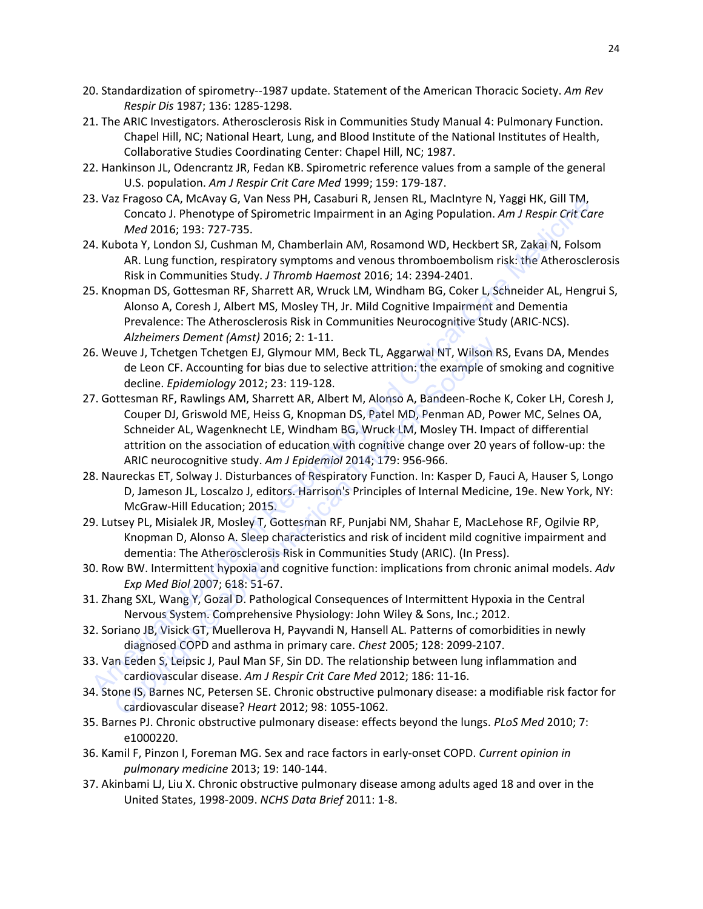20. Standardization of spirometry--1987 update. Statement of the American Thoracic Society. *Am Rev Respir Dis* 1987; 136: 1285-1298.
21. The ARIC Investigators. Atherosclerosis Risk in Communities Study Manual 4: Pulmonary Function. Chapel Hill, NC; National Heart, Lung, and Blood Institute of the National Institutes of Health, Collaborative Studies Coordinating Center: Chapel Hill, NC; 1987.
22. Hankinson JL, Odencrantz JR, Fedan KB. Spirometric reference values from a sample of the general U.S. population. *Am J Respir Crit Care Med* 1999; 159: 179-187.
23. Vaz Fragoso CA, McAvay G, Van Ness PH, Casaburi R, Jensen RL, MacIntyre N, Yaggi HK, Gill TM, Concato J. Phenotype of Spirometric Impairment in an Aging Population. *Am J Respir Crit Care Med* 2016; 193: 727-735.
24. Kubota Y, London SJ, Cushman M, Chamberlain AM, Rosamond WD, Heckbert SR, Zakai N, Folsom AR. Lung function, respiratory symptoms and venous thromboembolism risk: the Atherosclerosis Risk in Communities Study. *J Thromb Haemost* 2016; 14: 2394-2401.
25. Knopman DS, Gottesman RF, Sharrett AR, Wruck LM, Windham BG, Coker L, Schneider AL, Hengrui S, Alonso A, Coresh J, Albert MS, Mosley TH, Jr. Mild Cognitive Impairment and Dementia Prevalence: The Atherosclerosis Risk in Communities Neurocognitive Study (ARIC-NCS). *Alzheimers Dement (Amst)* 2016; 2: 1-11.
26. Weuve J, Tchetgen Tchetgen EJ, Glymour MM, Beck TL, Aggarwal NT, Wilson RS, Evans DA, Mendes de Leon CF. Accounting for bias due to selective attrition: the example of smoking and cognitive decline. *Epidemiology* 2012; 23: 119-128.
27. Gottesman RF, Rawlings AM, Sharrett AR, Albert M, Alonso A, Bandeen-Roche K, Coker LH, Coresh J, Couper DJ, Griswold ME, Heiss G, Knopman DS, Patel MD, Penman AD, Power MC, Selnes OA, Schneider AL, Wagenknecht LE, Windham BG, Wruck LM, Mosley TH. Impact of differential attrition on the association of education with cognitive change over 20 years of follow-up: the ARIC neurocognitive study. *Am J Epidemiol* 2014; 179: 956-966.
28. Naureckas ET, Solway J. Disturbances of Respiratory Function. In: Kasper D, Fauci A, Hauser S, Longo D, Jameson JL, Loscalzo J, editors. Harrison's Principles of Internal Medicine, 19e. New York, NY: McGraw-Hill Education; 2015.
29. Lutsey PL, Misialek JR, Mosley T, Gottesman RF, Punjabi NM, Shahar E, MacLehose RF, Ogilvie RP, Knopman D, Alonso A. Sleep characteristics and risk of incident mild cognitive impairment and dementia: The Atherosclerosis Risk in Communities Study (ARIC). (In Press).
30. Row BW. Intermittent hypoxia and cognitive function: implications from chronic animal models. *Adv Exp Med Biol* 2007; 618: 51-67.
31. Zhang SXL, Wang Y, Gozal D. Pathological Consequences of Intermittent Hypoxia in the Central Nervous System. Comprehensive Physiology: John Wiley & Sons, Inc.; 2012.
32. Soriano JB, Visick GT, Muellerova H, Payvandi N, Hansell AL. Patterns of comorbidities in newly diagnosed COPD and asthma in primary care. *Chest* 2005; 128: 2099-2107.
33. Van Eeden S, Leipsic J, Paul Man SF, Sin DD. The relationship between lung inflammation and cardiovascular disease. *Am J Respir Crit Care Med* 2012; 186: 11-16.
34. Stone IS, Barnes NC, Petersen SE. Chronic obstructive pulmonary disease: a modifiable risk factor for cardiovascular disease? *Heart* 2012; 98: 1055-1062.
35. Barnes PJ. Chronic obstructive pulmonary disease: effects beyond the lungs. *PLoS Med* 2010; 7: e1000220.
36. Kamil F, Pinzon I, Foreman MG. Sex and race factors in early-onset COPD. *Current opinion in pulmonary medicine* 2013; 19: 140-144.
37. Akinbami LJ, Liu X. Chronic obstructive pulmonary disease among adults aged 18 and over in the United States, 1998-2009. *NCHS Data Brief* 2011: 1-8.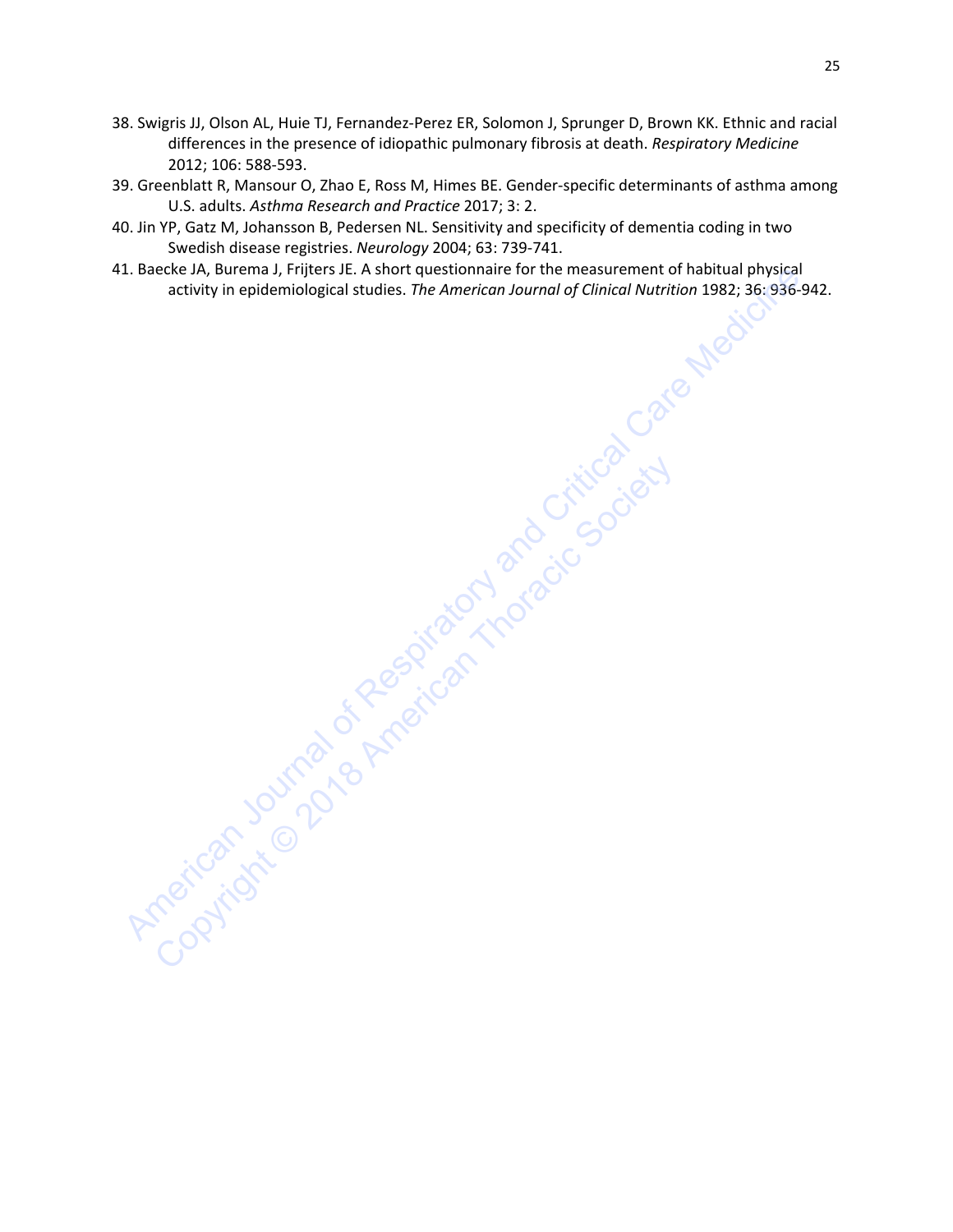38. Swigris JJ, Olson AL, Huie TJ, Fernandez-Perez ER, Solomon J, Sprunger D, Brown KK. Ethnic and racial differences in the presence of idiopathic pulmonary fibrosis at death. *Respiratory Medicine* 2012; 106: 588-593.
39. Greenblatt R, Mansour O, Zhao E, Ross M, Himes BE. Gender-specific determinants of asthma among U.S. adults. *Asthma Research and Practice* 2017; 3: 2.
40. Jin YP, Gatz M, Johansson B, Pedersen NL. Sensitivity and specificity of dementia coding in two Swedish disease registries. *Neurology* 2004; 63: 739-741.
41. Baecke JA, Burema J, Frijters JE. A short questionnaire for the measurement of habitual physical activity in epidemiological studies. *The American Journal of Clinical Nutrition* 1982; 36: 936-942.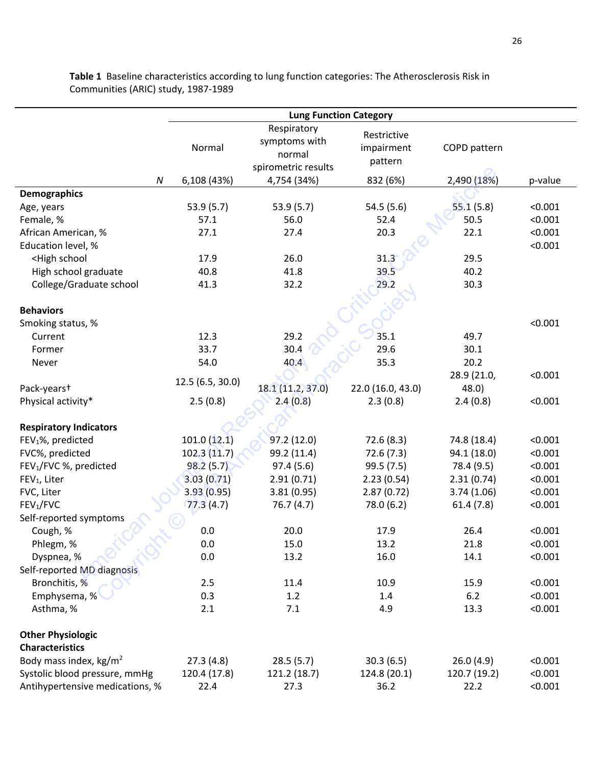**Table 1** Baseline characteristics according to lung function categories: The Atherosclerosis Risk in Communities (ARIC) study, 1987-1989

| | Lung Function Category | | | | |
|---|---|---|---|---|---|
| | Normal | Respiratory symptoms with normal spirometric results | Restrictive impairment pattern | COPD pattern | |
| *N* | 6,108 (43%) | 4,754 (34%) | 832 (6%) | 2,490 (18%) | p-value |
| **Demographics** | | | | | |
| Age, years | 53.9 (5.7) | 53.9 (5.7) | 54.5 (5.6) | 55.1 (5.8) | <0.001 |
| Female, % | 57.1 | 56.0 | 52.4 | 50.5 | <0.001 |
| African American, % | 27.1 | 27.4 | 20.3 | 22.1 | <0.001 |
| Education level, % | | | | | <0.001 |
| <High school | 17.9 | 26.0 | 31.3 | 29.5 | |
| High school graduate | 40.8 | 41.8 | 39.5 | 40.2 | |
| College/Graduate school | 41.3 | 32.2 | 29.2 | 30.3 | |
| **Behaviors** | | | | | |
| Smoking status, % | | | | | <0.001 |
| Current | 12.3 | 29.2 | 35.1 | 49.7 | |
| Former | 33.7 | 30.4 | 29.6 | 30.1 | |
| Never | 54.0 | 40.4 | 35.3 | 20.2 | |
| Pack-years† | 12.5 (6.5, 30.0) | 18.1 (11.2, 37.0) | 22.0 (16.0, 43.0) | 28.9 (21.0, 48.0) | <0.001 |
| Physical activity* | 2.5 (0.8) | 2.4 (0.8) | 2.3 (0.8) | 2.4 (0.8) | <0.001 |
| **Respiratory Indicators** | | | | | |
| $FEV_1$%, predicted | 101.0 (12.1) | 97.2 (12.0) | 72.6 (8.3) | 74.8 (18.4) | <0.001 |
| FVC%, predicted | 102.3 (11.7) | 99.2 (11.4) | 72.6 (7.3) | 94.1 (18.0) | <0.001 |
| $FEV_1$/FVC %, predicted | 98.2 (5.7) | 97.4 (5.6) | 99.5 (7.5) | 78.4 (9.5) | <0.001 |
| $FEV_1$, Liter | 3.03 (0.71) | 2.91 (0.71) | 2.23 (0.54) | 2.31 (0.74) | <0.001 |
| FVC, Liter | 3.93 (0.95) | 3.81 (0.95) | 2.87 (0.72) | 3.74 (1.06) | <0.001 |
| $FEV_1$/FVC | 77.3 (4.7) | 76.7 (4.7) | 78.0 (6.2) | 61.4 (7.8) | <0.001 |
| Self-reported symptoms | | | | | |
| Cough, % | 0.0 | 20.0 | 17.9 | 26.4 | <0.001 |
| Phlegm, % | 0.0 | 15.0 | 13.2 | 21.8 | <0.001 |
| Dyspnea, % | 0.0 | 13.2 | 16.0 | 14.1 | <0.001 |
| Self-reported MD diagnosis | | | | | |
| Bronchitis, % | 2.5 | 11.4 | 10.9 | 15.9 | <0.001 |
| Emphysema, % | 0.3 | 1.2 | 1.4 | 6.2 | <0.001 |
| Asthma, % | 2.1 | 7.1 | 4.9 | 13.3 | <0.001 |
| **Other Physiologic Characteristics** | | | | | |
| Body mass index, $kg/m^2$ | 27.3 (4.8) | 28.5 (5.7) | 30.3 (6.5) | 26.0 (4.9) | <0.001 |
| Systolic blood pressure, mmHg | 120.4 (17.8) | 121.2 (18.7) | 124.8 (20.1) | 120.7 (19.2) | <0.001 |
| Antihypertensive medications, % | 22.4 | 27.3 | 36.2 | 22.2 | <0.001 |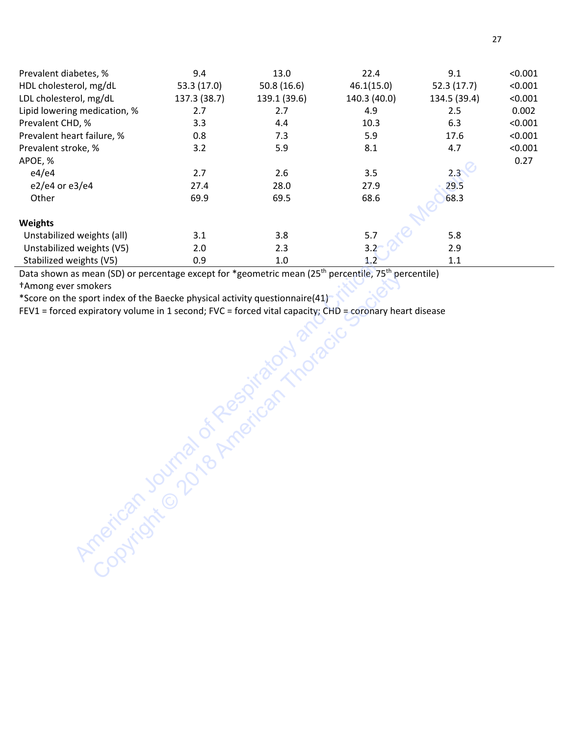| | | | | | |
|---|---|---|---|---|---|
| Prevalent diabetes, % | 9.4 | 13.0 | 22.4 | 9.1 | <0.001 |
| HDL cholesterol, mg/dL | 53.3 (17.0) | 50.8 (16.6) | 46.1(15.0) | 52.3 (17.7) | <0.001 |
| LDL cholesterol, mg/dL | 137.3 (38.7) | 139.1 (39.6) | 140.3 (40.0) | 134.5 (39.4) | <0.001 |
| Lipid lowering medication, % | 2.7 | 2.7 | 4.9 | 2.5 | 0.002 |
| Prevalent CHD, % | 3.3 | 4.4 | 10.3 | 6.3 | <0.001 |
| Prevalent heart failure, % | 0.8 | 7.3 | 5.9 | 17.6 | <0.001 |
| Prevalent stroke, % | 3.2 | 5.9 | 8.1 | 4.7 | <0.001 |
| APOE, % | | | | | 0.27 |
| e4/e4 | 2.7 | 2.6 | 3.5 | 2.3 | |
| e2/e4 or e3/e4 | 27.4 | 28.0 | 27.9 | 29.5 | |
| Other | 69.9 | 69.5 | 68.6 | 68.3 | |
| **Weights** | | | | | |
| Unstabilized weights (all) | 3.1 | 3.8 | 5.7 | 5.8 | |
| Unstabilized weights (V5) | 2.0 | 2.3 | 3.2 | 2.9 | |
| Stabilized weights (V5) | 0.9 | 1.0 | 1.2 | 1.1 | |

Data shown as mean (SD) or percentage except for *geometric mean (25th percentile, 75th percentile)

†Among ever smokers

*Score on the sport index of the Baecke physical activity questionnaire(41)

FEV1 = forced expiratory volume in 1 second; FVC = forced vital capacity; CHD = coronary heart disease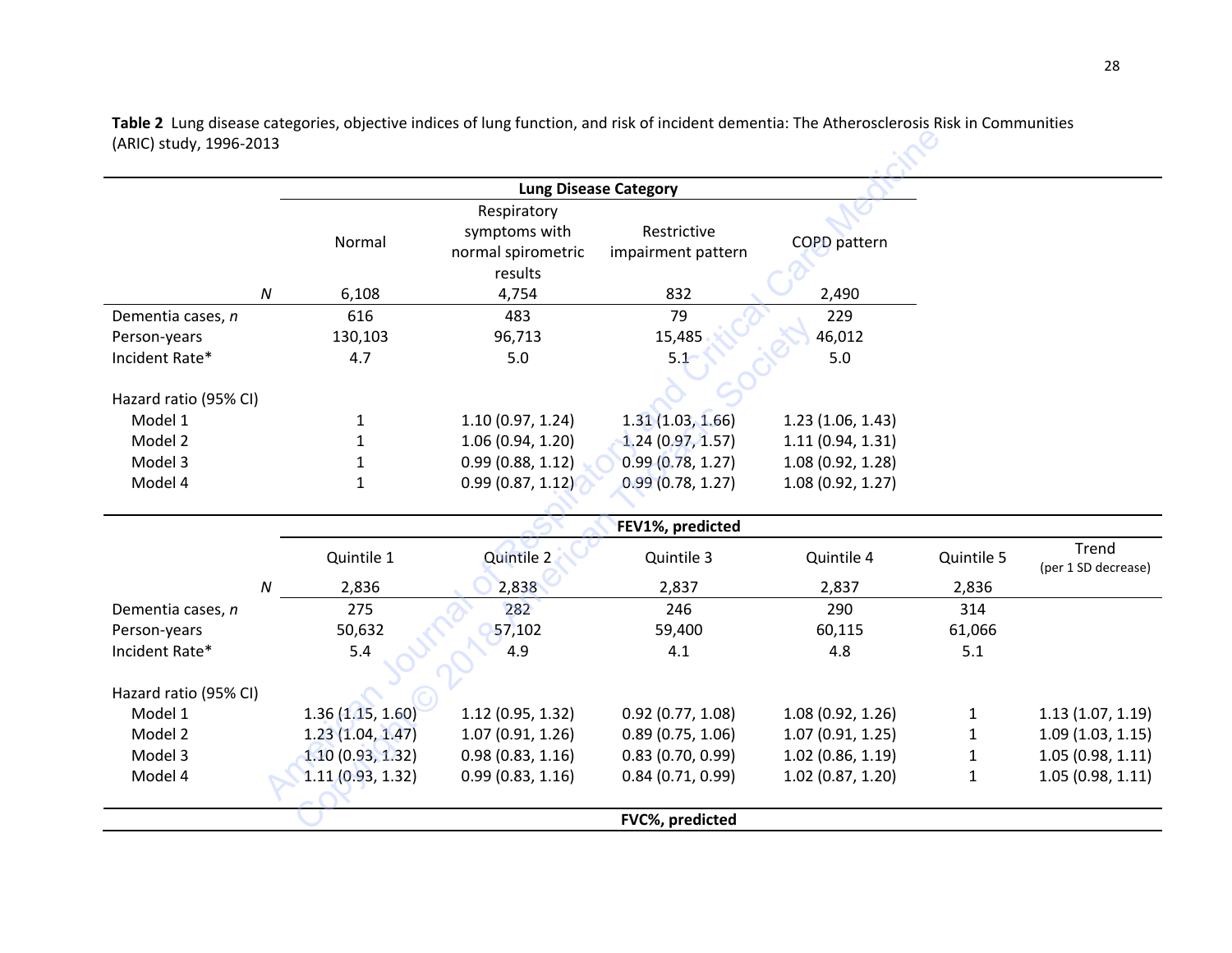**Table 2** Lung disease categories, objective indices of lung function, and risk of incident dementia: The Atherosclerosis Risk in Communities (ARIC) study, 1996-2013

| | Lung Disease Category | | | |
|---|---|---|---|---|
| | Normal | Respiratory symptoms with normal spirometric results | Restrictive impairment pattern | COPD pattern |
| *N* | 6,108 | 4,754 | 832 | 2,490 |
| Dementia cases, *n* | 616 | 483 | 79 | 229 |
| Person-years | 130,103 | 96,713 | 15,485 | 46,012 |
| Incident Rate* | 4.7 | 5.0 | 5.1 | 5.0 |
| Hazard ratio (95% CI) | | | | |
| Model 1 | 1 | 1.10 (0.97, 1.24) | 1.31 (1.03, 1.66) | 1.23 (1.06, 1.43) |
| Model 2 | 1 | 1.06 (0.94, 1.20) | 1.24 (0.97, 1.57) | 1.11 (0.94, 1.31) |
| Model 3 | 1 | 0.99 (0.88, 1.12) | 0.99 (0.78, 1.27) | 1.08 (0.92, 1.28) |
| Model 4 | 1 | 0.99 (0.87, 1.12) | 0.99 (0.78, 1.27) | 1.08 (0.92, 1.27) |

| | FEV1%, predicted | | | | | |
|---|---|---|---|---|---|---|
| | Quintile 1 | Quintile 2 | Quintile 3 | Quintile 4 | Quintile 5 | Trend (per 1 SD decrease) |
| *N* | 2,836 | 2,838 | 2,837 | 2,837 | 2,836 | |
| Dementia cases, *n* | 275 | 282 | 246 | 290 | 314 | |
| Person-years | 50,632 | 57,102 | 59,400 | 60,115 | 61,066 | |
| Incident Rate* | 5.4 | 4.9 | 4.1 | 4.8 | 5.1 | |
| Hazard ratio (95% CI) | | | | | | |
| Model 1 | 1.36 (1.15, 1.60) | 1.12 (0.95, 1.32) | 0.92 (0.77, 1.08) | 1.08 (0.92, 1.26) | 1 | 1.13 (1.07, 1.19) |
| Model 2 | 1.23 (1.04, 1.47) | 1.07 (0.91, 1.26) | 0.89 (0.75, 1.06) | 1.07 (0.91, 1.25) | 1 | 1.09 (1.03, 1.15) |
| Model 3 | 1.10 (0.93, 1.32) | 0.98 (0.83, 1.16) | 0.83 (0.70, 0.99) | 1.02 (0.86, 1.19) | 1 | 1.05 (0.98, 1.11) |
| Model 4 | 1.11 (0.93, 1.32) | 0.99 (0.83, 1.16) | 0.84 (0.71, 0.99) | 1.02 (0.87, 1.20) | 1 | 1.05 (0.98, 1.11) |

| | FVC%, predicted | | | | | |
|---|---|---|---|---|---|---|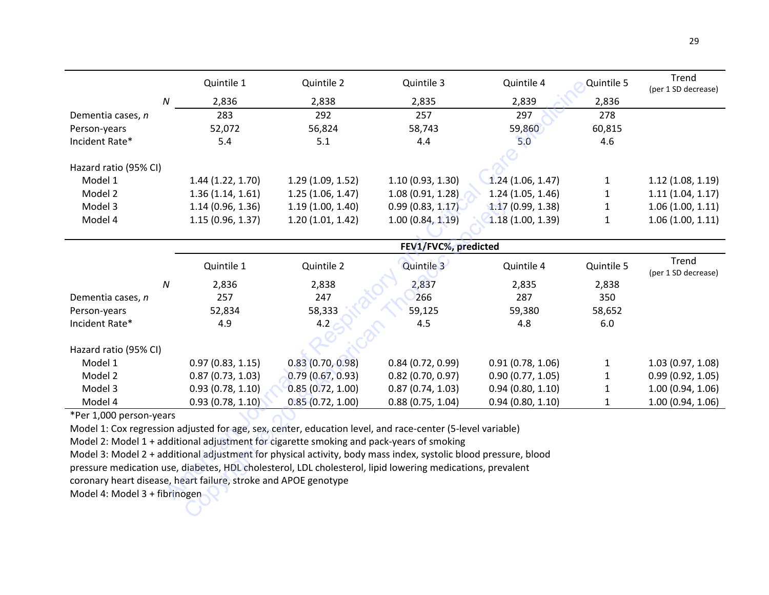| | Quintile 1 | Quintile 2 | Quintile 3 | Quintile 4 | Quintile 5 | Trend (per 1 SD decrease) |
|---|---|---|---|---|---|---|
| *N* | 2,836 | 2,838 | 2,835 | 2,839 | 2,836 | |
| Dementia cases, *n* | 283 | 292 | 257 | 297 | 278 | |
| Person-years | 52,072 | 56,824 | 58,743 | 59,860 | 60,815 | |
| Incident Rate* | 5.4 | 5.1 | 4.4 | 5.0 | 4.6 | |
| Hazard ratio (95% CI) | | | | | | |
| Model 1 | 1.44 (1.22, 1.70) | 1.29 (1.09, 1.52) | 1.10 (0.93, 1.30) | 1.24 (1.06, 1.47) | 1 | 1.12 (1.08, 1.19) |
| Model 2 | 1.36 (1.14, 1.61) | 1.25 (1.06, 1.47) | 1.08 (0.91, 1.28) | 1.24 (1.05, 1.46) | 1 | 1.11 (1.04, 1.17) |
| Model 3 | 1.14 (0.96, 1.36) | 1.19 (1.00, 1.40) | 0.99 (0.83, 1.17) | 1.17 (0.99, 1.38) | 1 | 1.06 (1.00, 1.11) |
| Model 4 | 1.15 (0.96, 1.37) | 1.20 (1.01, 1.42) | 1.00 (0.84, 1.19) | 1.18 (1.00, 1.39) | 1 | 1.06 (1.00, 1.11) |

| | **FEV1/FVC%, predicted** | | | | | |
|---|---|---|---|---|---|---|
| | Quintile 1 | Quintile 2 | Quintile 3 | Quintile 4 | Quintile 5 | Trend (per 1 SD decrease) |
| *N* | 2,836 | 2,838 | 2,837 | 2,835 | 2,838 | |
| Dementia cases, *n* | 257 | 247 | 266 | 287 | 350 | |
| Person-years | 52,834 | 58,333 | 59,125 | 59,380 | 58,652 | |
| Incident Rate* | 4.9 | 4.2 | 4.5 | 4.8 | 6.0 | |
| Hazard ratio (95% CI) | | | | | | |
| Model 1 | 0.97 (0.83, 1.15) | 0.83 (0.70, 0.98) | 0.84 (0.72, 0.99) | 0.91 (0.78, 1.06) | 1 | 1.03 (0.97, 1.08) |
| Model 2 | 0.87 (0.73, 1.03) | 0.79 (0.67, 0.93) | 0.82 (0.70, 0.97) | 0.90 (0.77, 1.05) | 1 | 0.99 (0.92, 1.05) |
| Model 3 | 0.93 (0.78, 1.10) | 0.85 (0.72, 1.00) | 0.87 (0.74, 1.03) | 0.94 (0.80, 1.10) | 1 | 1.00 (0.94, 1.06) |
| Model 4 | 0.93 (0.78, 1.10) | 0.85 (0.72, 1.00) | 0.88 (0.75, 1.04) | 0.94 (0.80, 1.10) | 1 | 1.00 (0.94, 1.06) |

*Per 1,000 person-years

Model 1: Cox regression adjusted for age, sex, center, education level, and race-center (5-level variable)

Model 2: Model 1 + additional adjustment for cigarette smoking and pack-years of smoking

Model 3: Model 2 + additional adjustment for physical activity, body mass index, systolic blood pressure, blood pressure medication use, diabetes, HDL cholesterol, LDL cholesterol, lipid lowering medications, prevalent coronary heart disease, heart failure, stroke and APOE genotype

Model 4: Model 3 + fibrinogen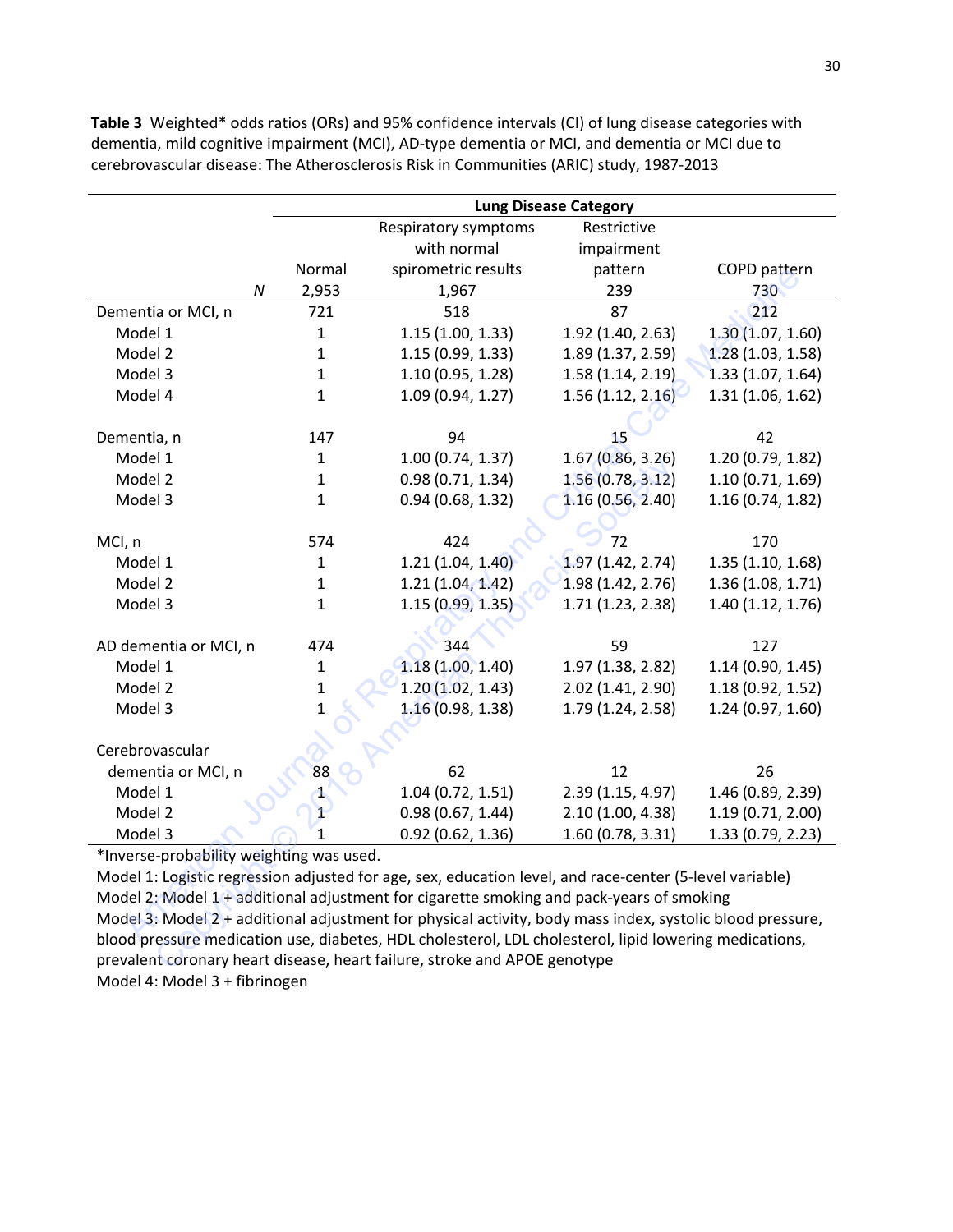**Table 3** Weighted* odds ratios (ORs) and 95% confidence intervals (CI) of lung disease categories with dementia, mild cognitive impairment (MCI), AD-type dementia or MCI, and dementia or MCI due to cerebrovascular disease: The Atherosclerosis Risk in Communities (ARIC) study, 1987-2013

| | Lung Disease Category | | | |
|---|---|---|---|---|
| | Normal | Respiratory symptoms with normal spirometric results | Restrictive impairment pattern | COPD pattern |
| *N* | 2,953 | 1,967 | 239 | 730 |
| Dementia or MCI, n | 721 | 518 | 87 | 212 |
| Model 1 | 1 | 1.15 (1.00, 1.33) | 1.92 (1.40, 2.63) | 1.30 (1.07, 1.60) |
| Model 2 | 1 | 1.15 (0.99, 1.33) | 1.89 (1.37, 2.59) | 1.28 (1.03, 1.58) |
| Model 3 | 1 | 1.10 (0.95, 1.28) | 1.58 (1.14, 2.19) | 1.33 (1.07, 1.64) |
| Model 4 | 1 | 1.09 (0.94, 1.27) | 1.56 (1.12, 2.16) | 1.31 (1.06, 1.62) |
| Dementia, n | 147 | 94 | 15 | 42 |
| Model 1 | 1 | 1.00 (0.74, 1.37) | 1.67 (0.86, 3.26) | 1.20 (0.79, 1.82) |
| Model 2 | 1 | 0.98 (0.71, 1.34) | 1.56 (0.78, 3.12) | 1.10 (0.71, 1.69) |
| Model 3 | 1 | 0.94 (0.68, 1.32) | 1.16 (0.56, 2.40) | 1.16 (0.74, 1.82) |
| MCI, n | 574 | 424 | 72 | 170 |
| Model 1 | 1 | 1.21 (1.04, 1.40) | 1.97 (1.42, 2.74) | 1.35 (1.10, 1.68) |
| Model 2 | 1 | 1.21 (1.04, 1.42) | 1.98 (1.42, 2.76) | 1.36 (1.08, 1.71) |
| Model 3 | 1 | 1.15 (0.99, 1.35) | 1.71 (1.23, 2.38) | 1.40 (1.12, 1.76) |
| AD dementia or MCI, n | 474 | 344 | 59 | 127 |
| Model 1 | 1 | 1.18 (1.00, 1.40) | 1.97 (1.38, 2.82) | 1.14 (0.90, 1.45) |
| Model 2 | 1 | 1.20 (1.02, 1.43) | 2.02 (1.41, 2.90) | 1.18 (0.92, 1.52) |
| Model 3 | 1 | 1.16 (0.98, 1.38) | 1.79 (1.24, 2.58) | 1.24 (0.97, 1.60) |
| Cerebrovascular dementia or MCI, n | 88 | 62 | 12 | 26 |
| Model 1 | 1 | 1.04 (0.72, 1.51) | 2.39 (1.15, 4.97) | 1.46 (0.89, 2.39) |
| Model 2 | 1 | 0.98 (0.67, 1.44) | 2.10 (1.00, 4.38) | 1.19 (0.71, 2.00) |
| Model 3 | 1 | 0.92 (0.62, 1.36) | 1.60 (0.78, 3.31) | 1.33 (0.79, 2.23) |

*Inverse-probability weighting was used.

Model 1: Logistic regression adjusted for age, sex, education level, and race-center (5-level variable)

Model 2: Model 1 + additional adjustment for cigarette smoking and pack-years of smoking

Model 3: Model 2 + additional adjustment for physical activity, body mass index, systolic blood pressure, blood pressure medication use, diabetes, HDL cholesterol, LDL cholesterol, lipid lowering medications, prevalent coronary heart disease, heart failure, stroke and APOE genotype

Model 4: Model 3 + fibrinogen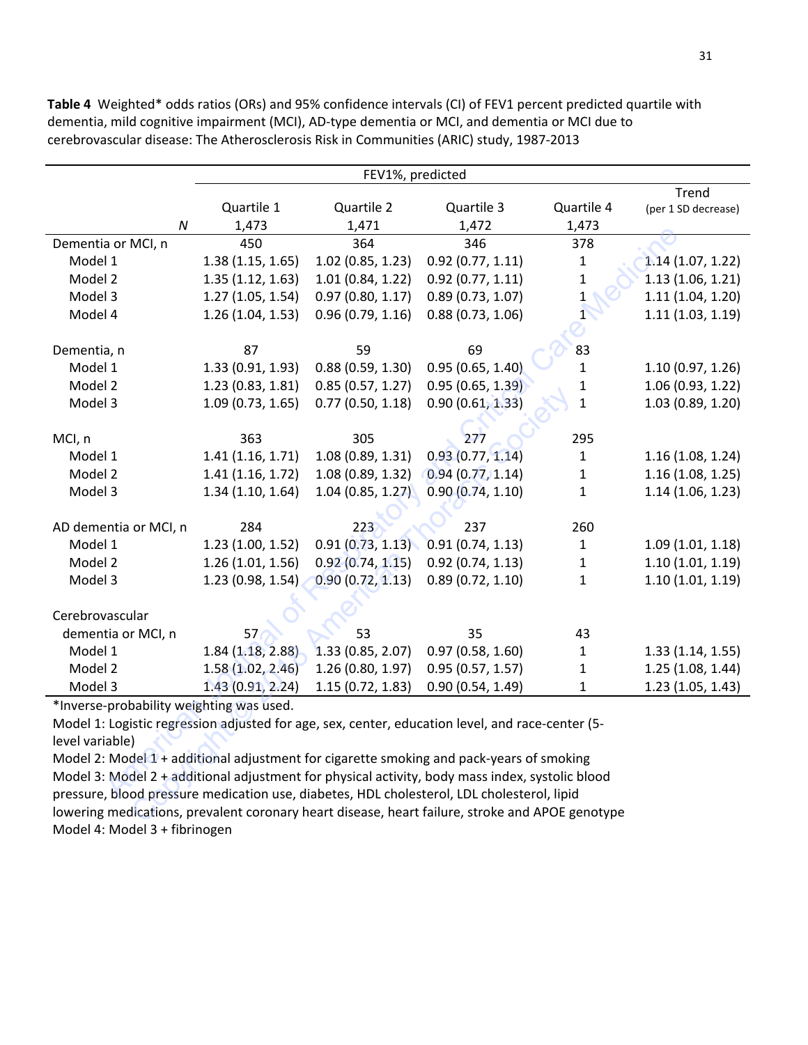**Table 4** Weighted* odds ratios (ORs) and 95% confidence intervals (CI) of FEV1 percent predicted quartile with dementia, mild cognitive impairment (MCI), AD-type dementia or MCI, and dementia or MCI due to cerebrovascular disease: The Atherosclerosis Risk in Communities (ARIC) study, 1987-2013

| | FEV1%, predicted | | | | |
|---|---|---|---|---|---|
| | Quartile 1 | Quartile 2 | Quartile 3 | Quartile 4 | Trend (per 1 SD decrease) |
| *N* | 1,473 | 1,471 | 1,472 | 1,473 | |
| Dementia or MCI, n | 450 | 364 | 346 | 378 | |
| Model 1 | 1.38 (1.15, 1.65) | 1.02 (0.85, 1.23) | 0.92 (0.77, 1.11) | 1 | 1.14 (1.07, 1.22) |
| Model 2 | 1.35 (1.12, 1.63) | 1.01 (0.84, 1.22) | 0.92 (0.77, 1.11) | 1 | 1.13 (1.06, 1.21) |
| Model 3 | 1.27 (1.05, 1.54) | 0.97 (0.80, 1.17) | 0.89 (0.73, 1.07) | 1 | 1.11 (1.04, 1.20) |
| Model 4 | 1.26 (1.04, 1.53) | 0.96 (0.79, 1.16) | 0.88 (0.73, 1.06) | 1 | 1.11 (1.03, 1.19) |
| Dementia, n | 87 | 59 | 69 | 83 | |
| Model 1 | 1.33 (0.91, 1.93) | 0.88 (0.59, 1.30) | 0.95 (0.65, 1.40) | 1 | 1.10 (0.97, 1.26) |
| Model 2 | 1.23 (0.83, 1.81) | 0.85 (0.57, 1.27) | 0.95 (0.65, 1.39) | 1 | 1.06 (0.93, 1.22) |
| Model 3 | 1.09 (0.73, 1.65) | 0.77 (0.50, 1.18) | 0.90 (0.61, 1.33) | 1 | 1.03 (0.89, 1.20) |
| MCI, n | 363 | 305 | 277 | 295 | |
| Model 1 | 1.41 (1.16, 1.71) | 1.08 (0.89, 1.31) | 0.93 (0.77, 1.14) | 1 | 1.16 (1.08, 1.24) |
| Model 2 | 1.41 (1.16, 1.72) | 1.08 (0.89, 1.32) | 0.94 (0.77, 1.14) | 1 | 1.16 (1.08, 1.25) |
| Model 3 | 1.34 (1.10, 1.64) | 1.04 (0.85, 1.27) | 0.90 (0.74, 1.10) | 1 | 1.14 (1.06, 1.23) |
| AD dementia or MCI, n | 284 | 223 | 237 | 260 | |
| Model 1 | 1.23 (1.00, 1.52) | 0.91 (0.73, 1.13) | 0.91 (0.74, 1.13) | 1 | 1.09 (1.01, 1.18) |
| Model 2 | 1.26 (1.01, 1.56) | 0.92 (0.74, 1.15) | 0.92 (0.74, 1.13) | 1 | 1.10 (1.01, 1.19) |
| Model 3 | 1.23 (0.98, 1.54) | 0.90 (0.72, 1.13) | 0.89 (0.72, 1.10) | 1 | 1.10 (1.01, 1.19) |
| Cerebrovascular dementia or MCI, n | 57 | 53 | 35 | 43 | |
| Model 1 | 1.84 (1.18, 2.88) | 1.33 (0.85, 2.07) | 0.97 (0.58, 1.60) | 1 | 1.33 (1.14, 1.55) |
| Model 2 | 1.58 (1.02, 2.46) | 1.26 (0.80, 1.97) | 0.95 (0.57, 1.57) | 1 | 1.25 (1.08, 1.44) |
| Model 3 | 1.43 (0.91, 2.24) | 1.15 (0.72, 1.83) | 0.90 (0.54, 1.49) | 1 | 1.23 (1.05, 1.43) |

*Inverse-probability weighting was used.

Model 1: Logistic regression adjusted for age, sex, center, education level, and race-center (5-level variable)

Model 2: Model 1 + additional adjustment for cigarette smoking and pack-years of smoking

Model 3: Model 2 + additional adjustment for physical activity, body mass index, systolic blood pressure, blood pressure medication use, diabetes, HDL cholesterol, LDL cholesterol, lipid lowering medications, prevalent coronary heart disease, heart failure, stroke and APOE genotype

Model 4: Model 3 + fibrinogen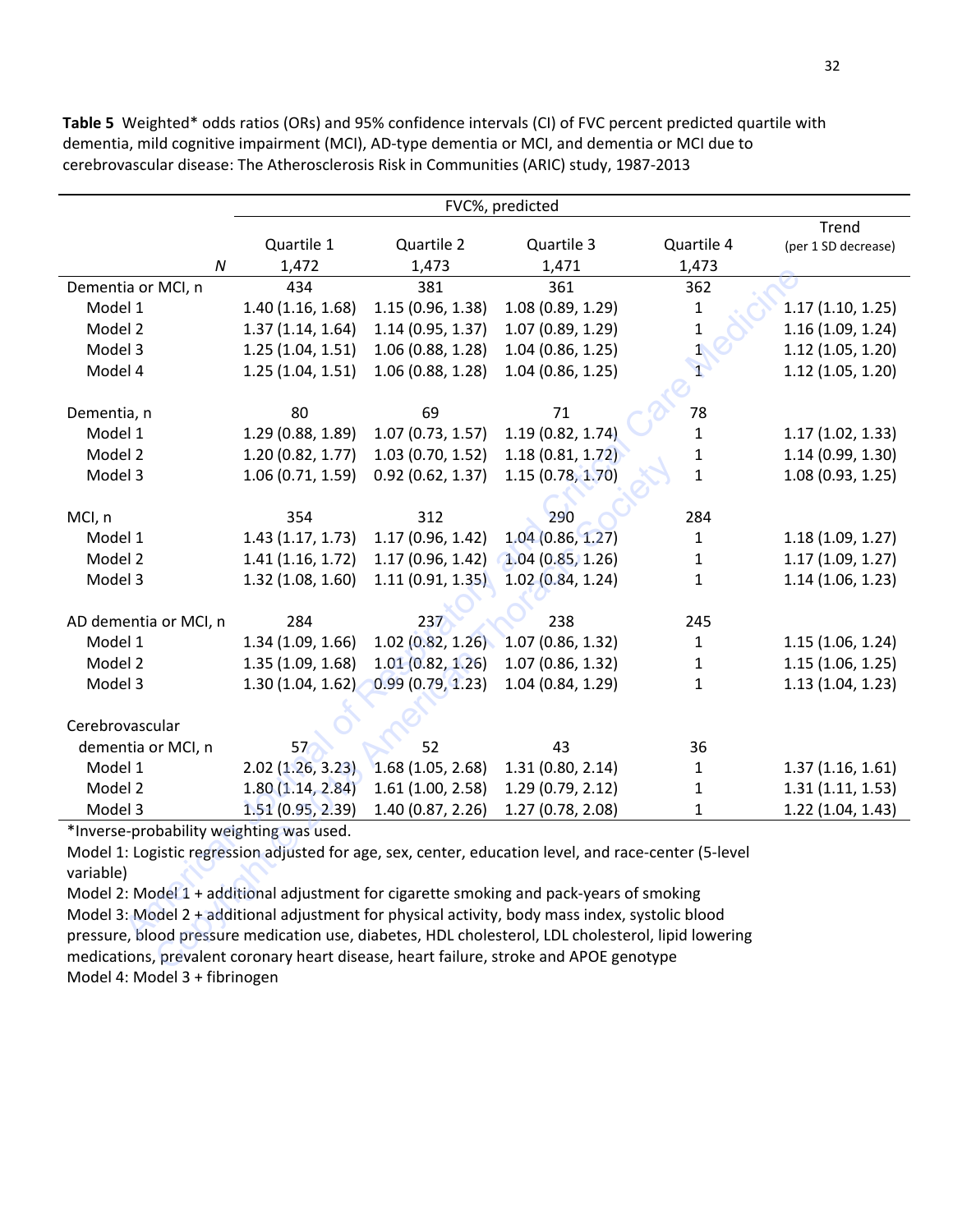**Table 5** Weighted* odds ratios (ORs) and 95% confidence intervals (CI) of FVC percent predicted quartile with dementia, mild cognitive impairment (MCI), AD-type dementia or MCI, and dementia or MCI due to cerebrovascular disease: The Atherosclerosis Risk in Communities (ARIC) study, 1987-2013

| | FVC%, predicted | | | | |
|---|---|---|---|---|---|
| | Quartile 1 | Quartile 2 | Quartile 3 | Quartile 4 | Trend (per 1 SD decrease) |
| *N* | 1,472 | 1,473 | 1,471 | 1,473 | |
| Dementia or MCI, n | 434 | 381 | 361 | 362 | |
| Model 1 | 1.40 (1.16, 1.68) | 1.15 (0.96, 1.38) | 1.08 (0.89, 1.29) | 1 | 1.17 (1.10, 1.25) |
| Model 2 | 1.37 (1.14, 1.64) | 1.14 (0.95, 1.37) | 1.07 (0.89, 1.29) | 1 | 1.16 (1.09, 1.24) |
| Model 3 | 1.25 (1.04, 1.51) | 1.06 (0.88, 1.28) | 1.04 (0.86, 1.25) | 1 | 1.12 (1.05, 1.20) |
| Model 4 | 1.25 (1.04, 1.51) | 1.06 (0.88, 1.28) | 1.04 (0.86, 1.25) | 1 | 1.12 (1.05, 1.20) |
| | | | | | |
| Dementia, n | 80 | 69 | 71 | 78 | |
| Model 1 | 1.29 (0.88, 1.89) | 1.07 (0.73, 1.57) | 1.19 (0.82, 1.74) | 1 | 1.17 (1.02, 1.33) |
| Model 2 | 1.20 (0.82, 1.77) | 1.03 (0.70, 1.52) | 1.18 (0.81, 1.72) | 1 | 1.14 (0.99, 1.30) |
| Model 3 | 1.06 (0.71, 1.59) | 0.92 (0.62, 1.37) | 1.15 (0.78, 1.70) | 1 | 1.08 (0.93, 1.25) |
| | | | | | |
| MCI, n | 354 | 312 | 290 | 284 | |
| Model 1 | 1.43 (1.17, 1.73) | 1.17 (0.96, 1.42) | 1.04 (0.86, 1.27) | 1 | 1.18 (1.09, 1.27) |
| Model 2 | 1.41 (1.16, 1.72) | 1.17 (0.96, 1.42) | 1.04 (0.85, 1.26) | 1 | 1.17 (1.09, 1.27) |
| Model 3 | 1.32 (1.08, 1.60) | 1.11 (0.91, 1.35) | 1.02 (0.84, 1.24) | 1 | 1.14 (1.06, 1.23) |
| | | | | | |
| AD dementia or MCI, n | 284 | 237 | 238 | 245 | |
| Model 1 | 1.34 (1.09, 1.66) | 1.02 (0.82, 1.26) | 1.07 (0.86, 1.32) | 1 | 1.15 (1.06, 1.24) |
| Model 2 | 1.35 (1.09, 1.68) | 1.01 (0.82, 1.26) | 1.07 (0.86, 1.32) | 1 | 1.15 (1.06, 1.25) |
| Model 3 | 1.30 (1.04, 1.62) | 0.99 (0.79, 1.23) | 1.04 (0.84, 1.29) | 1 | 1.13 (1.04, 1.23) |
| | | | | | |
| Cerebrovascular dementia or MCI, n | 57 | 52 | 43 | 36 | |
| Model 1 | 2.02 (1.26, 3.23) | 1.68 (1.05, 2.68) | 1.31 (0.80, 2.14) | 1 | 1.37 (1.16, 1.61) |
| Model 2 | 1.80 (1.14, 2.84) | 1.61 (1.00, 2.58) | 1.29 (0.79, 2.12) | 1 | 1.31 (1.11, 1.53) |
| Model 3 | 1.51 (0.95, 2.39) | 1.40 (0.87, 2.26) | 1.27 (0.78, 2.08) | 1 | 1.22 (1.04, 1.43) |

*Inverse-probability weighting was used.

Model 1: Logistic regression adjusted for age, sex, center, education level, and race-center (5-level variable)

Model 2: Model 1 + additional adjustment for cigarette smoking and pack-years of smoking

Model 3: Model 2 + additional adjustment for physical activity, body mass index, systolic blood pressure, blood pressure medication use, diabetes, HDL cholesterol, LDL cholesterol, lipid lowering medications, prevalent coronary heart disease, heart failure, stroke and APOE genotype

Model 4: Model 3 + fibrinogen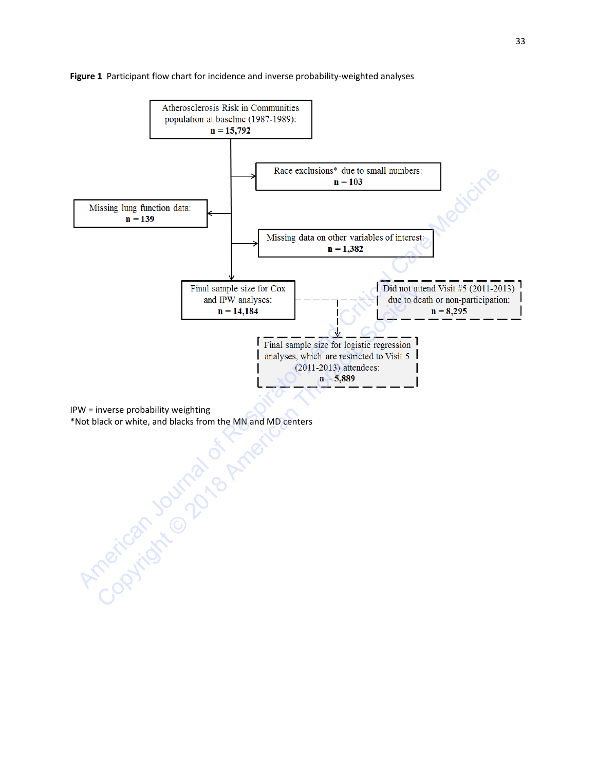**Figure 1** Participant flow chart for incidence and inverse probability-weighted analyses

Atherosclerosis Risk in Communities population at baseline (1987-1989): **n = 15,792**

Race exclusions* due to small numbers: **n = 103**

Missing lung function data: **n = 139**

Missing data on other variables of interest: **n = 1,382**

Final sample size for Cox and IPW analyses: **n = 14,184**

Did not attend Visit #5 (2011-2013) due to death or non-participation: **n = 8,295**

Final sample size for logistic regression analyses, which are restricted to Visit 5 (2011-2013) attendees: **n = 5,889**

IPW = inverse probability weighting

*Not black or white, and blacks from the MN and MD centers